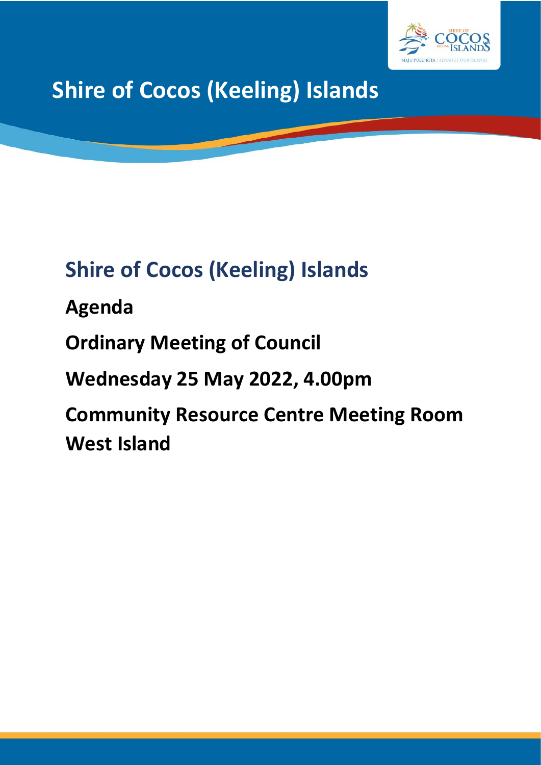# Shire of Cocos (Keeling) Islands

## Shire of Cocos (Keeling) Islands

**Agenda**

**Ordinary Meeting of Council**

**Wednesday 25 May 2022, 4.00pm**

**Community Resource Centre Meeting Room West Island**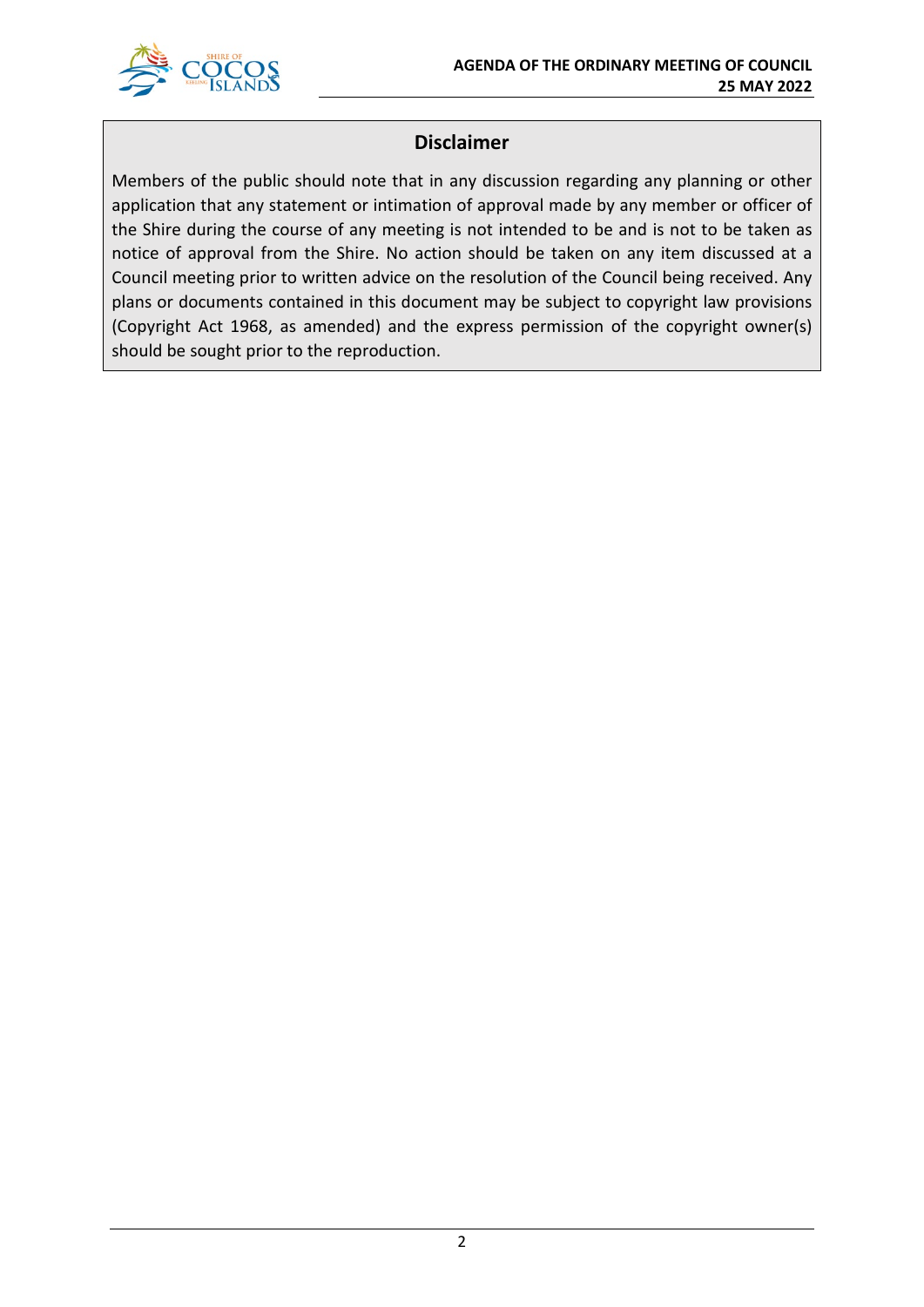## Disclaimer

Members of the public should note that in any discussion regarding any planning or other application that any statement or intimation of approval made by any member or officer of the Shire during the course of any meeting is not intended to be and is not to be taken as notice of approval from the Shire. No action should be taken on any item discussed at a Council meeting prior to written advice on the resolution of the Council being received. Any plans or documents contained in this document may be subject to copyright law provisions (Copyright Act 1968, as amended) and the express permission of the copyright owner(s) should be sought prior to the reproduction.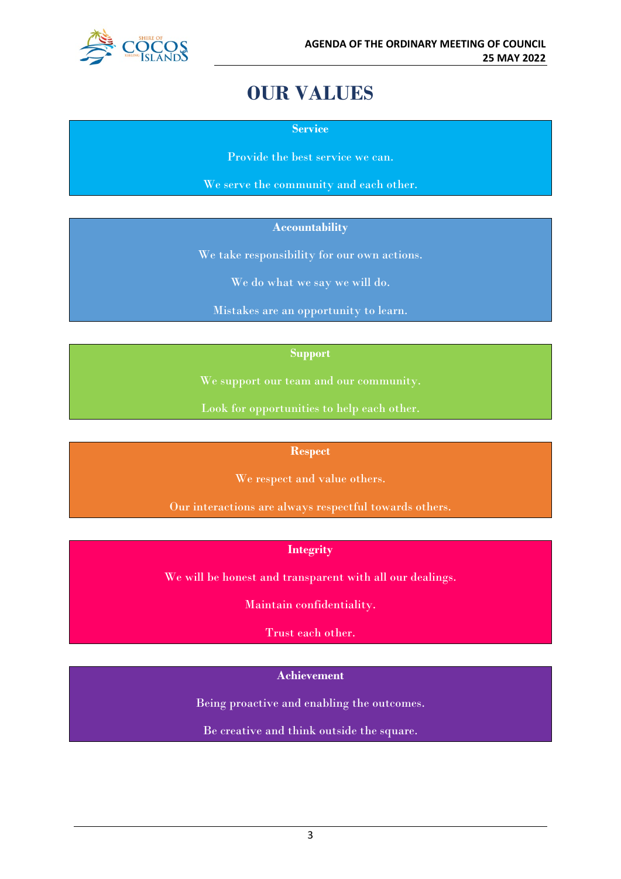# OUR VALUES

**Service**

Provide the best service we can.

We serve the community and each other.

**Accountability**

We take responsibility for our own actions.

We do what we say we will do.

Mistakes are an opportunity to learn.

**Support**

We support our team and our community.

Look for opportunities to help each other.

**Respect**

We respect and value others.

Our interactions are always respectful towards others.

**Integrity**

We will be honest and transparent with all our dealings.

Maintain confidentiality.

Trust each other.

**Achievement**

Being proactive and enabling the outcomes.

Be creative and think outside the square.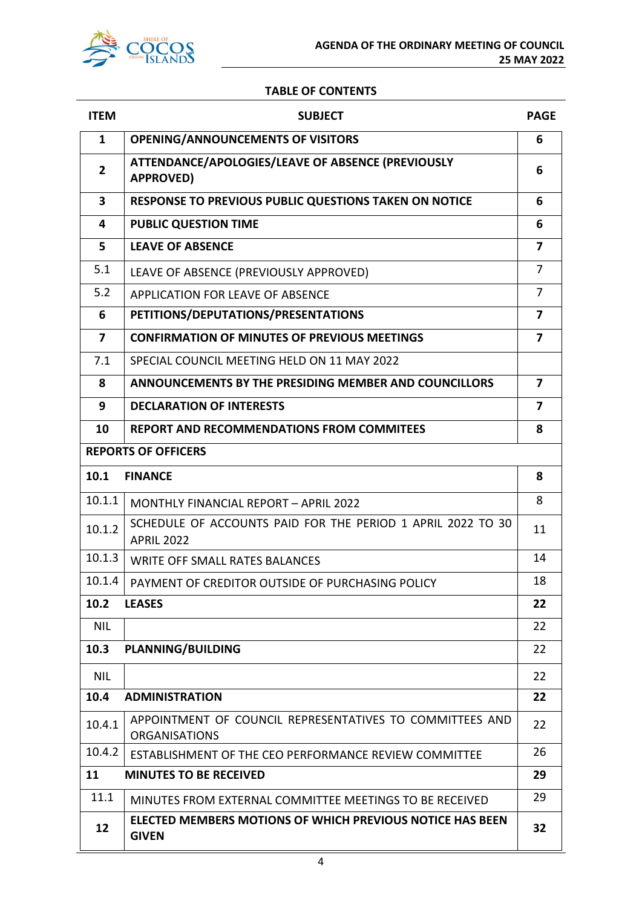**TABLE OF CONTENTS**

| ITEM | SUBJECT | PAGE |
|---|---|---|
| **1** | **OPENING/ANNOUNCEMENTS OF VISITORS** | **6** |
| **2** | **ATTENDANCE/APOLOGIES/LEAVE OF ABSENCE (PREVIOUSLY APPROVED)** | **6** |
| **3** | **RESPONSE TO PREVIOUS PUBLIC QUESTIONS TAKEN ON NOTICE** | **6** |
| **4** | **PUBLIC QUESTION TIME** | **6** |
| **5** | **LEAVE OF ABSENCE** | **7** |
| 5.1 | LEAVE OF ABSENCE (PREVIOUSLY APPROVED) | 7 |
| 5.2 | APPLICATION FOR LEAVE OF ABSENCE | 7 |
| **6** | **PETITIONS/DEPUTATIONS/PRESENTATIONS** | **7** |
| **7** | **CONFIRMATION OF MINUTES OF PREVIOUS MEETINGS** | **7** |
| 7.1 | SPECIAL COUNCIL MEETING HELD ON 11 MAY 2022 | |
| **8** | **ANNOUNCEMENTS BY THE PRESIDING MEMBER AND COUNCILLORS** | **7** |
| **9** | **DECLARATION OF INTERESTS** | **7** |
| **10** | **REPORT AND RECOMMENDATIONS FROM COMMITEES** | **8** |
| **REPORTS OF OFFICERS** | | |
| **10.1** | **FINANCE** | **8** |
| 10.1.1 | MONTHLY FINANCIAL REPORT – APRIL 2022 | 8 |
| 10.1.2 | SCHEDULE OF ACCOUNTS PAID FOR THE PERIOD 1 APRIL 2022 TO 30 APRIL 2022 | 11 |
| 10.1.3 | WRITE OFF SMALL RATES BALANCES | 14 |
| 10.1.4 | PAYMENT OF CREDITOR OUTSIDE OF PURCHASING POLICY | 18 |
| **10.2** | **LEASES** | **22** |
| NIL | | 22 |
| **10.3** | **PLANNING/BUILDING** | 22 |
| NIL | | 22 |
| **10.4** | **ADMINISTRATION** | **22** |
| 10.4.1 | APPOINTMENT OF COUNCIL REPRESENTATIVES TO COMMITTEES AND ORGANISATIONS | 22 |
| 10.4.2 | ESTABLISHMENT OF THE CEO PERFORMANCE REVIEW COMMITTEE | 26 |
| **11** | **MINUTES TO BE RECEIVED** | **29** |
| 11.1 | MINUTES FROM EXTERNAL COMMITTEE MEETINGS TO BE RECEIVED | 29 |
| **12** | **ELECTED MEMBERS MOTIONS OF WHICH PREVIOUS NOTICE HAS BEEN GIVEN** | **32** |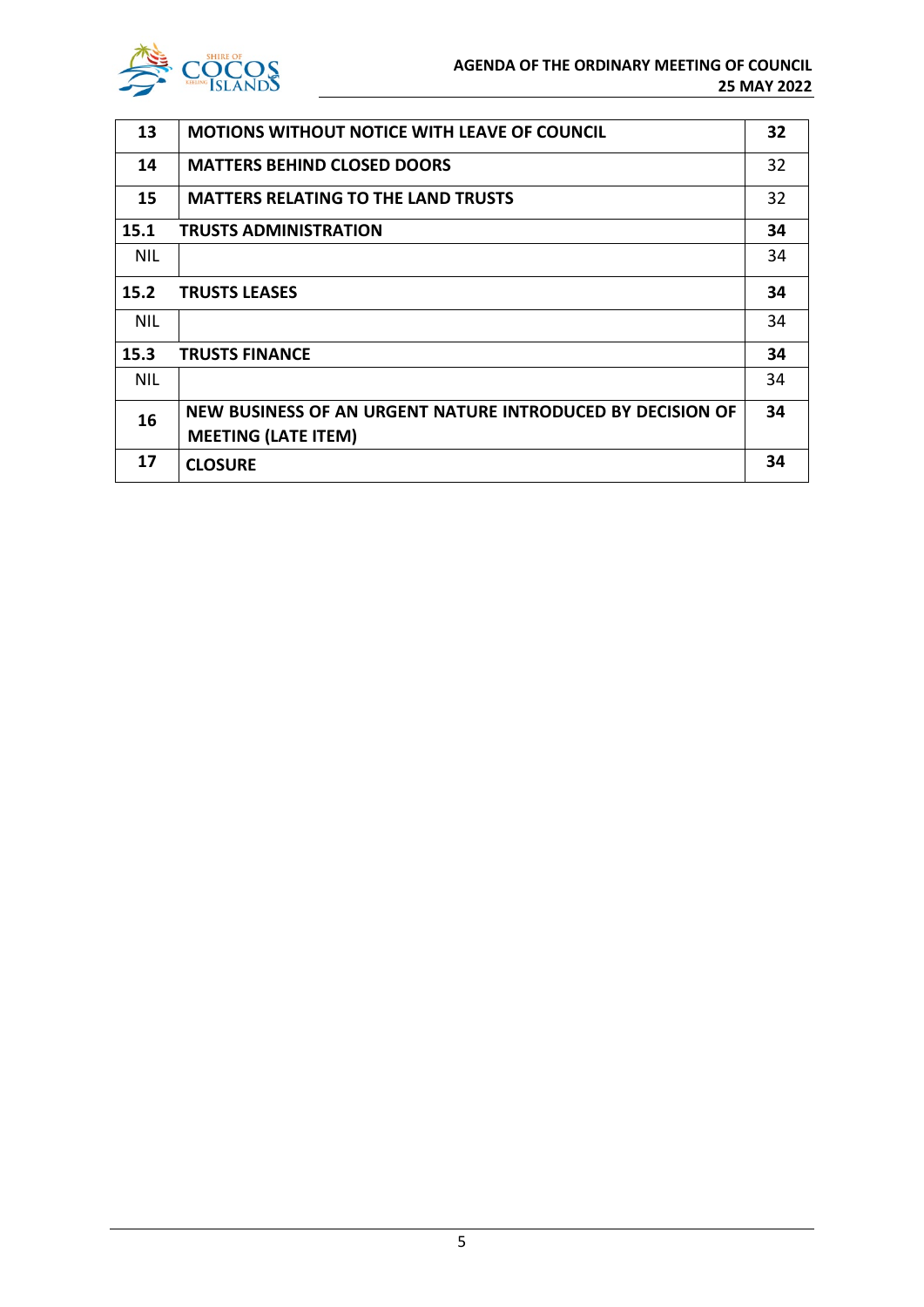| | | |
|---|---|---|
| **13** | **MOTIONS WITHOUT NOTICE WITH LEAVE OF COUNCIL** | **32** |
| **14** | **MATTERS BEHIND CLOSED DOORS** | 32 |
| **15** | **MATTERS RELATING TO THE LAND TRUSTS** | 32 |
| **15.1** | **TRUSTS ADMINISTRATION** | **34** |
| NIL | | 34 |
| **15.2** | **TRUSTS LEASES** | **34** |
| NIL | | 34 |
| **15.3** | **TRUSTS FINANCE** | **34** |
| NIL | | 34 |
| **16** | **NEW BUSINESS OF AN URGENT NATURE INTRODUCED BY DECISION OF MEETING (LATE ITEM)** | **34** |
| **17** | **CLOSURE** | **34** |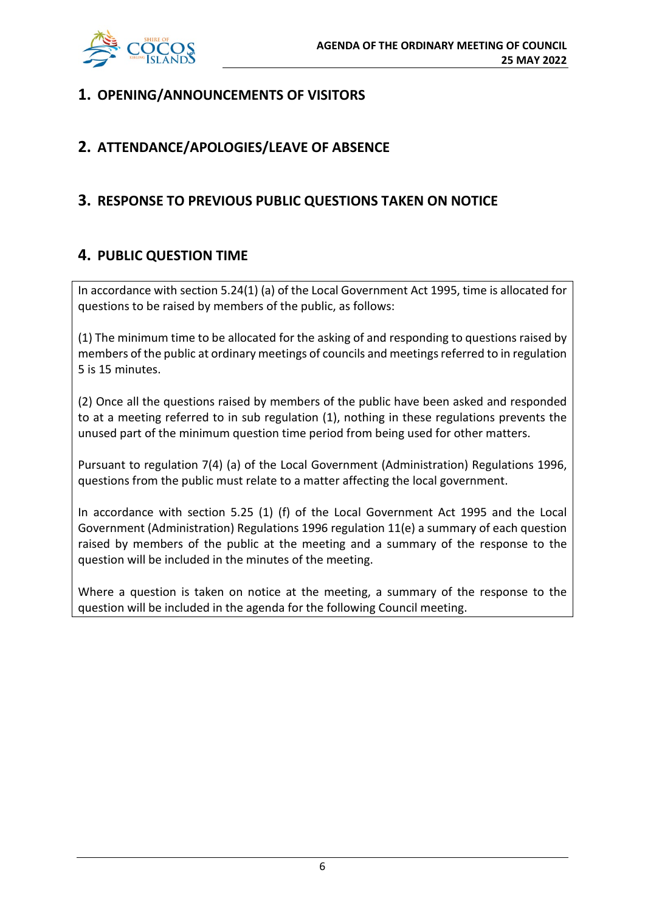## 1. OPENING/ANNOUNCEMENTS OF VISITORS

## 2. ATTENDANCE/APOLOGIES/LEAVE OF ABSENCE

## 3. RESPONSE TO PREVIOUS PUBLIC QUESTIONS TAKEN ON NOTICE

## 4. PUBLIC QUESTION TIME

In accordance with section 5.24(1) (a) of the Local Government Act 1995, time is allocated for questions to be raised by members of the public, as follows:

(1) The minimum time to be allocated for the asking of and responding to questions raised by members of the public at ordinary meetings of councils and meetings referred to in regulation 5 is 15 minutes.

(2) Once all the questions raised by members of the public have been asked and responded to at a meeting referred to in sub regulation (1), nothing in these regulations prevents the unused part of the minimum question time period from being used for other matters.

Pursuant to regulation 7(4) (a) of the Local Government (Administration) Regulations 1996, questions from the public must relate to a matter affecting the local government.

In accordance with section 5.25 (1) (f) of the Local Government Act 1995 and the Local Government (Administration) Regulations 1996 regulation 11(e) a summary of each question raised by members of the public at the meeting and a summary of the response to the question will be included in the minutes of the meeting.

Where a question is taken on notice at the meeting, a summary of the response to the question will be included in the agenda for the following Council meeting.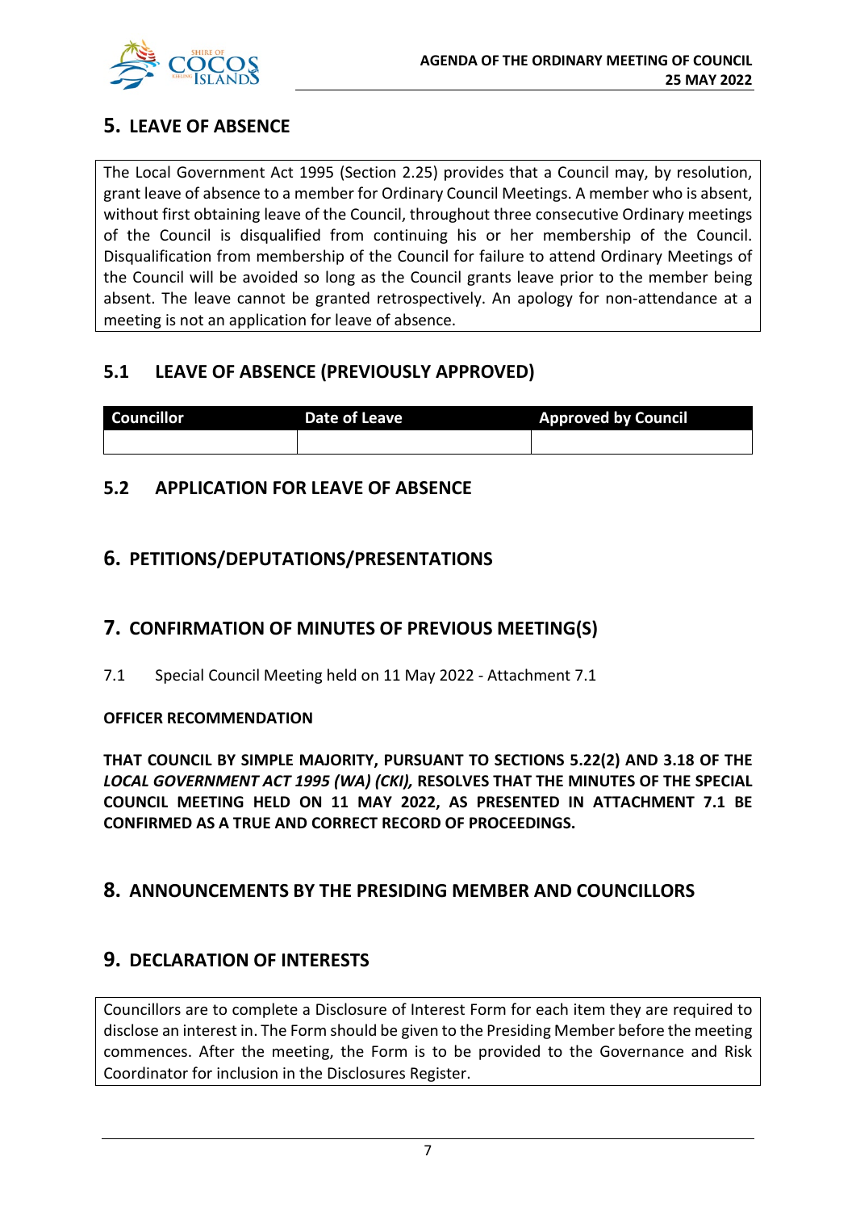## 5. LEAVE OF ABSENCE

The Local Government Act 1995 (Section 2.25) provides that a Council may, by resolution, grant leave of absence to a member for Ordinary Council Meetings. A member who is absent, without first obtaining leave of the Council, throughout three consecutive Ordinary meetings of the Council is disqualified from continuing his or her membership of the Council. Disqualification from membership of the Council for failure to attend Ordinary Meetings of the Council will be avoided so long as the Council grants leave prior to the member being absent. The leave cannot be granted retrospectively. An apology for non-attendance at a meeting is not an application for leave of absence.

### 5.1 LEAVE OF ABSENCE (PREVIOUSLY APPROVED)

| Councillor | Date of Leave | Approved by Council |
|---|---|---|
| | | |

### 5.2 APPLICATION FOR LEAVE OF ABSENCE

## 6. PETITIONS/DEPUTATIONS/PRESENTATIONS

## 7. CONFIRMATION OF MINUTES OF PREVIOUS MEETING(S)

7.1 Special Council Meeting held on 11 May 2022 - Attachment 7.1

**OFFICER RECOMMENDATION**

**THAT COUNCIL BY SIMPLE MAJORITY, PURSUANT TO SECTIONS 5.22(2) AND 3.18 OF THE *LOCAL GOVERNMENT ACT 1995 (WA) (CKI),* RESOLVES THAT THE MINUTES OF THE SPECIAL COUNCIL MEETING HELD ON 11 MAY 2022, AS PRESENTED IN ATTACHMENT 7.1 BE CONFIRMED AS A TRUE AND CORRECT RECORD OF PROCEEDINGS.**

## 8. ANNOUNCEMENTS BY THE PRESIDING MEMBER AND COUNCILLORS

## 9. DECLARATION OF INTERESTS

Councillors are to complete a Disclosure of Interest Form for each item they are required to disclose an interest in. The Form should be given to the Presiding Member before the meeting commences. After the meeting, the Form is to be provided to the Governance and Risk Coordinator for inclusion in the Disclosures Register.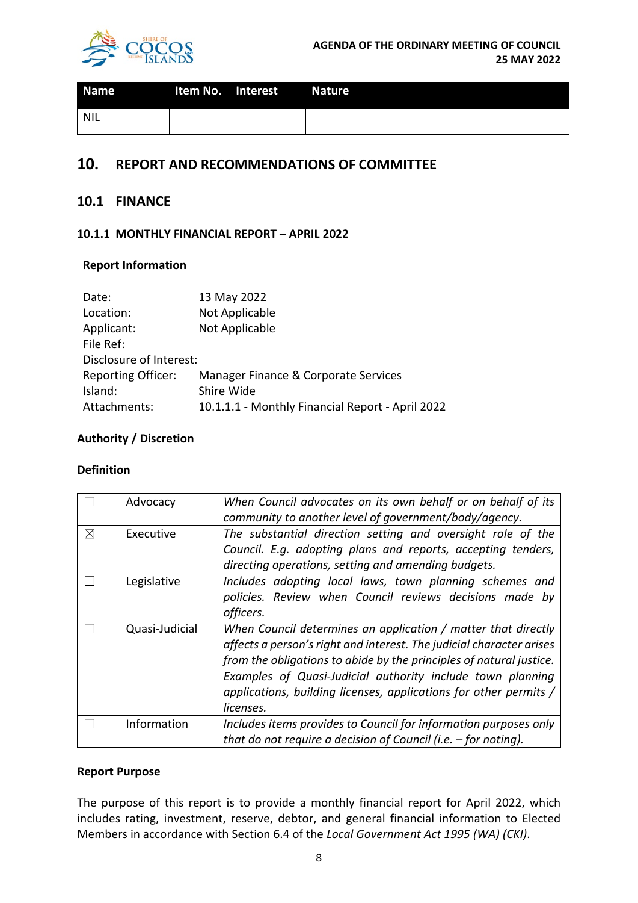| Name | Item No. | Interest | Nature |
|---|---|---|---|
| NIL | | | |

# 10. REPORT AND RECOMMENDATIONS OF COMMITTEE

## 10.1 FINANCE

### 10.1.1 MONTHLY FINANCIAL REPORT – APRIL 2022

**Report Information**

| | |
|---|---|
| Date: | 13 May 2022 |
| Location: | Not Applicable |
| Applicant: | Not Applicable |
| File Ref: | |
| Disclosure of Interest: | |
| Reporting Officer: | Manager Finance & Corporate Services |
| Island: | Shire Wide |
| Attachments: | 10.1.1.1 - Monthly Financial Report - April 2022 |

**Authority / Discretion**

**Definition**

| | | |
|---|---|---|
| ☐ | Advocacy | *When Council advocates on its own behalf or on behalf of its community to another level of government/body/agency.* |
| ☒ | Executive | *The substantial direction setting and oversight role of the Council. E.g. adopting plans and reports, accepting tenders, directing operations, setting and amending budgets.* |
| ☐ | Legislative | *Includes adopting local laws, town planning schemes and policies. Review when Council reviews decisions made by officers.* |
| ☐ | Quasi-Judicial | *When Council determines an application / matter that directly affects a person's right and interest. The judicial character arises from the obligations to abide by the principles of natural justice. Examples of Quasi-Judicial authority include town planning applications, building licenses, applications for other permits / licenses.* |
| ☐ | Information | *Includes items provides to Council for information purposes only that do not require a decision of Council (i.e. – for noting).* |

**Report Purpose**

The purpose of this report is to provide a monthly financial report for April 2022, which includes rating, investment, reserve, debtor, and general financial information to Elected Members in accordance with Section 6.4 of the *Local Government Act 1995 (WA) (CKI)*.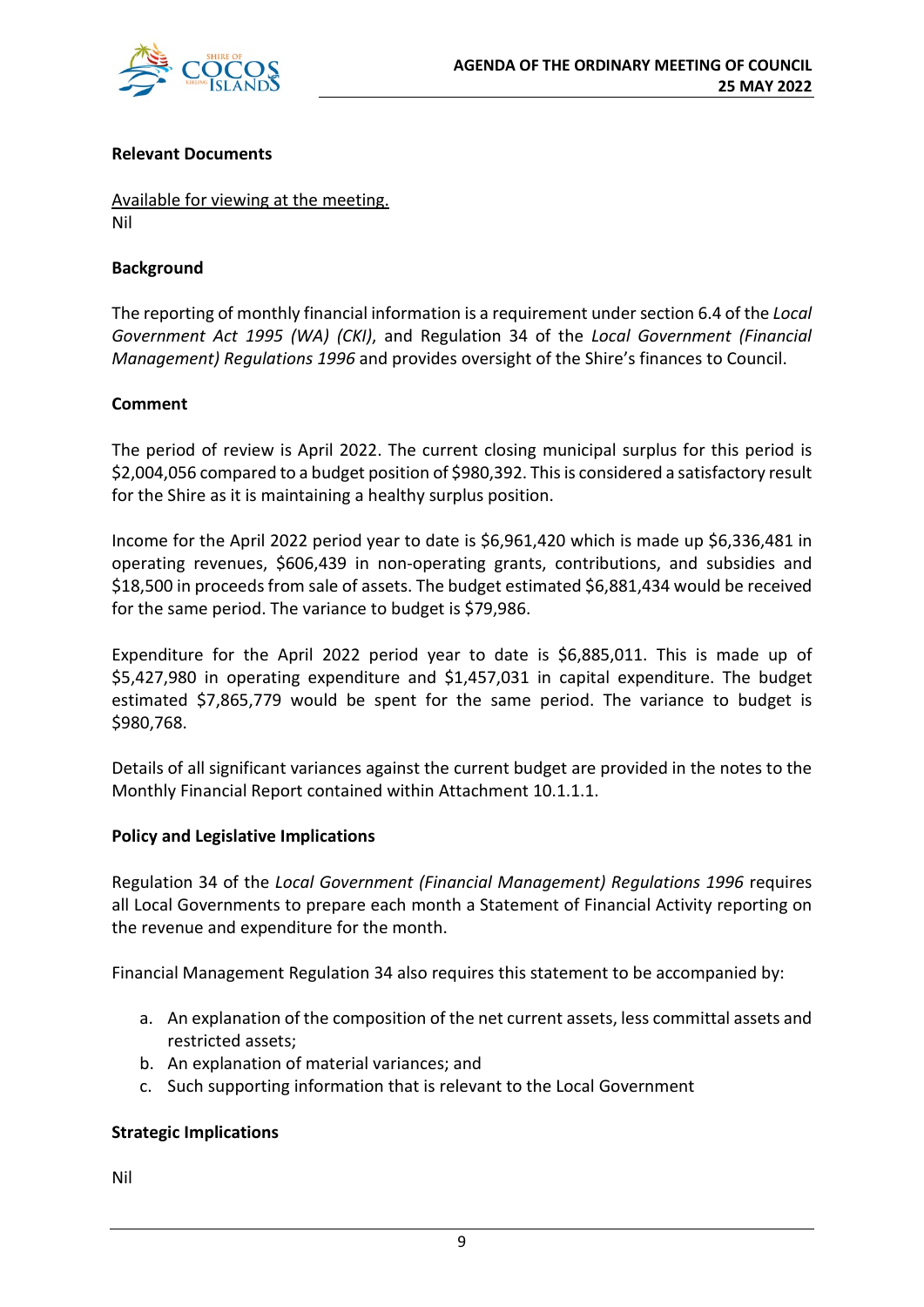**Relevant Documents**

Available for viewing at the meeting.
Nil

**Background**

The reporting of monthly financial information is a requirement under section 6.4 of the *Local Government Act 1995 (WA) (CKI)*, and Regulation 34 of the *Local Government (Financial Management) Regulations 1996* and provides oversight of the Shire's finances to Council.

**Comment**

The period of review is April 2022. The current closing municipal surplus for this period is $2,004,056 compared to a budget position of $980,392. This is considered a satisfactory result for the Shire as it is maintaining a healthy surplus position.

Income for the April 2022 period year to date is $6,961,420 which is made up $6,336,481 in operating revenues, $606,439 in non-operating grants, contributions, and subsidies and $18,500 in proceeds from sale of assets. The budget estimated $6,881,434 would be received for the same period. The variance to budget is $79,986.

Expenditure for the April 2022 period year to date is $6,885,011. This is made up of $5,427,980 in operating expenditure and $1,457,031 in capital expenditure. The budget estimated $7,865,779 would be spent for the same period. The variance to budget is $980,768.

Details of all significant variances against the current budget are provided in the notes to the Monthly Financial Report contained within Attachment 10.1.1.1.

**Policy and Legislative Implications**

Regulation 34 of the *Local Government (Financial Management) Regulations 1996* requires all Local Governments to prepare each month a Statement of Financial Activity reporting on the revenue and expenditure for the month.

Financial Management Regulation 34 also requires this statement to be accompanied by:

a. An explanation of the composition of the net current assets, less committal assets and restricted assets;
b. An explanation of material variances; and
c. Such supporting information that is relevant to the Local Government

**Strategic Implications**

Nil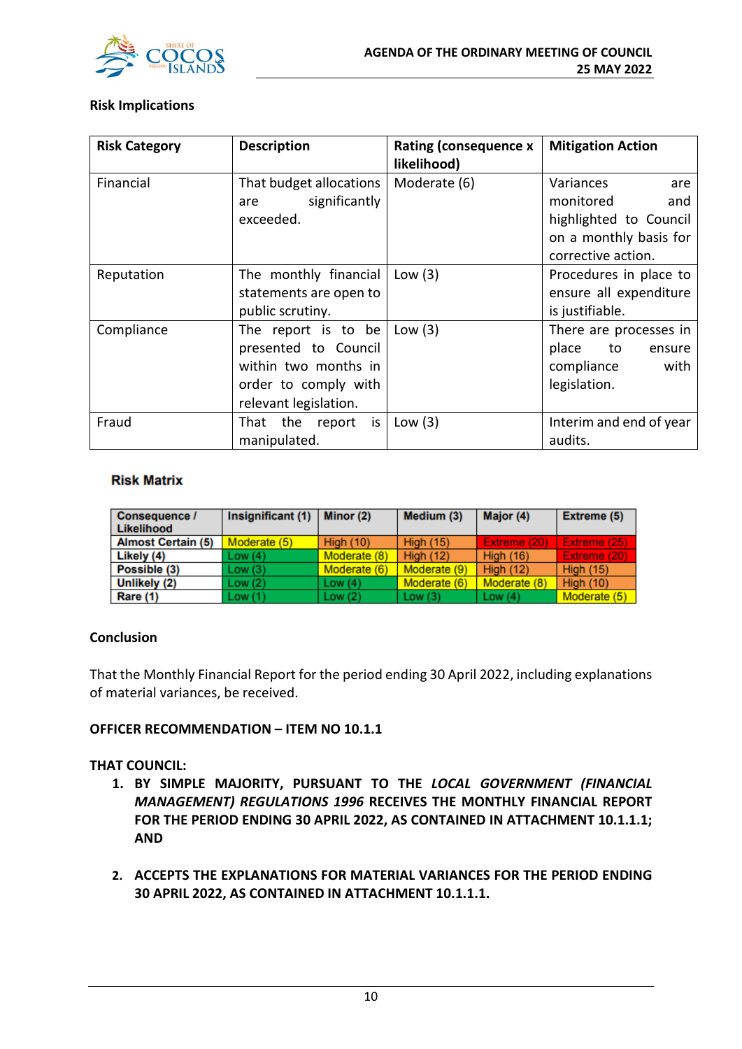**Risk Implications**

| Risk Category | Description | Rating (consequence x likelihood) | Mitigation Action |
|---|---|---|---|
| Financial | That budget allocations are significantly exceeded. | Moderate (6) | Variances are monitored and highlighted to Council on a monthly basis for corrective action. |
| Reputation | The monthly financial statements are open to public scrutiny. | Low (3) | Procedures in place to ensure all expenditure is justifiable. |
| Compliance | The report is to be presented to Council within two months in order to comply with relevant legislation. | Low (3) | There are processes in place to ensure compliance with legislation. |
| Fraud | That the report is manipulated. | Low (3) | Interim and end of year audits. |

**Risk Matrix**

| Consequence / Likelihood | Insignificant (1) | Minor (2) | Medium (3) | Major (4) | Extreme (5) |
|---|---|---|---|---|---|
| Almost Certain (5) | Moderate (5) | High (10) | High (15) | Extreme (20) | Extreme (25) |
| Likely (4) | Low (4) | Moderate (8) | High (12) | High (16) | Extreme (20) |
| Possible (3) | Low (3) | Moderate (6) | Moderate (9) | High (12) | High (15) |
| Unlikely (2) | Low (2) | Low (4) | Moderate (6) | Moderate (8) | High (10) |
| Rare (1) | Low (1) | Low (2) | Low (3) | Low (4) | Moderate (5) |

**Conclusion**

That the Monthly Financial Report for the period ending 30 April 2022, including explanations of material variances, be received.

**OFFICER RECOMMENDATION – ITEM NO 10.1.1**

**THAT COUNCIL:**

1. **BY SIMPLE MAJORITY, PURSUANT TO THE *LOCAL GOVERNMENT (FINANCIAL MANAGEMENT) REGULATIONS 1996* RECEIVES THE MONTHLY FINANCIAL REPORT FOR THE PERIOD ENDING 30 APRIL 2022, AS CONTAINED IN ATTACHMENT 10.1.1.1; AND**

2. **ACCEPTS THE EXPLANATIONS FOR MATERIAL VARIANCES FOR THE PERIOD ENDING 30 APRIL 2022, AS CONTAINED IN ATTACHMENT 10.1.1.1.**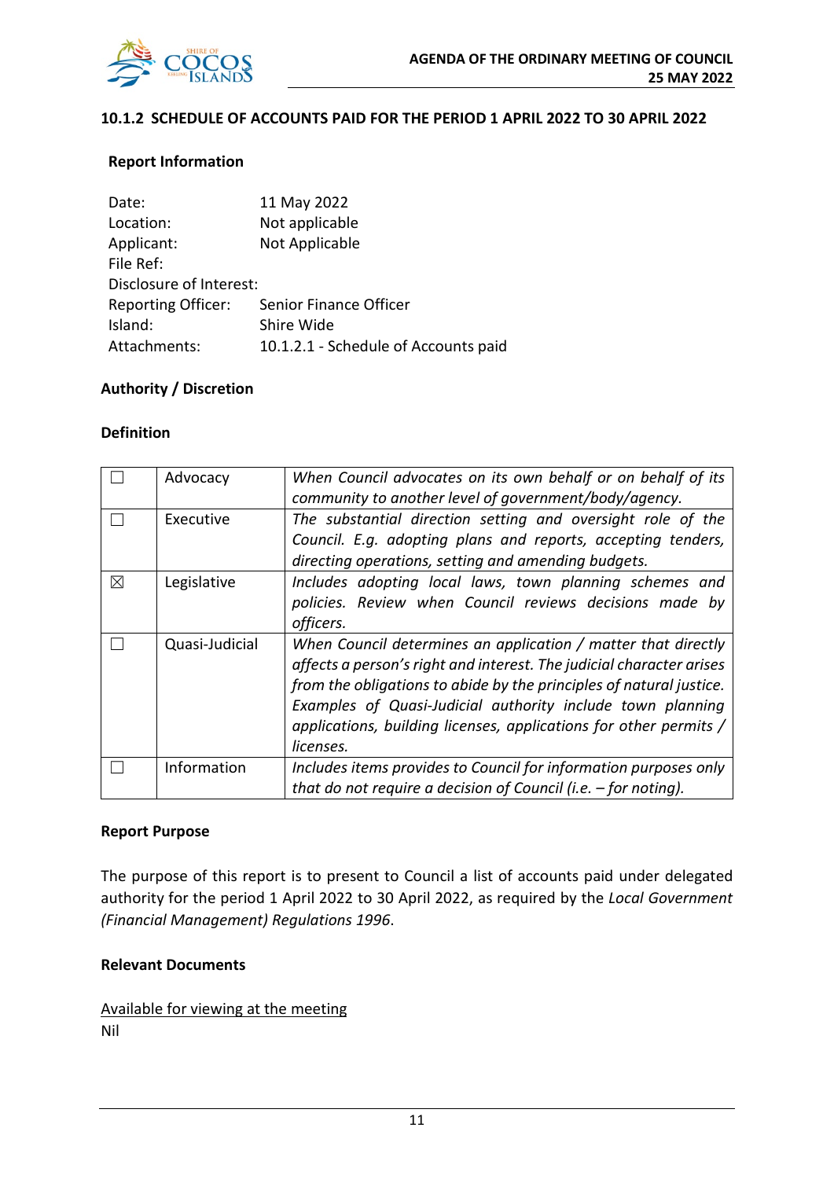### 10.1.2 SCHEDULE OF ACCOUNTS PAID FOR THE PERIOD 1 APRIL 2022 TO 30 APRIL 2022

**Report Information**

| | |
|---|---|
| Date: | 11 May 2022 |
| Location: | Not applicable |
| Applicant: | Not Applicable |
| File Ref: | |
| Disclosure of Interest: | |
| Reporting Officer: | Senior Finance Officer |
| Island: | Shire Wide |
| Attachments: | 10.1.2.1 - Schedule of Accounts paid |

**Authority / Discretion**

**Definition**

| | | |
|---|---|---|
| ☐ | Advocacy | *When Council advocates on its own behalf or on behalf of its community to another level of government/body/agency.* |
| ☐ | Executive | *The substantial direction setting and oversight role of the Council. E.g. adopting plans and reports, accepting tenders, directing operations, setting and amending budgets.* |
| ☒ | Legislative | *Includes adopting local laws, town planning schemes and policies. Review when Council reviews decisions made by officers.* |
| ☐ | Quasi-Judicial | *When Council determines an application / matter that directly affects a person's right and interest. The judicial character arises from the obligations to abide by the principles of natural justice. Examples of Quasi-Judicial authority include town planning applications, building licenses, applications for other permits / licenses.* |
| ☐ | Information | *Includes items provides to Council for information purposes only that do not require a decision of Council (i.e. – for noting).* |

**Report Purpose**

The purpose of this report is to present to Council a list of accounts paid under delegated authority for the period 1 April 2022 to 30 April 2022, as required by the *Local Government (Financial Management) Regulations 1996*.

**Relevant Documents**

Available for viewing at the meeting
Nil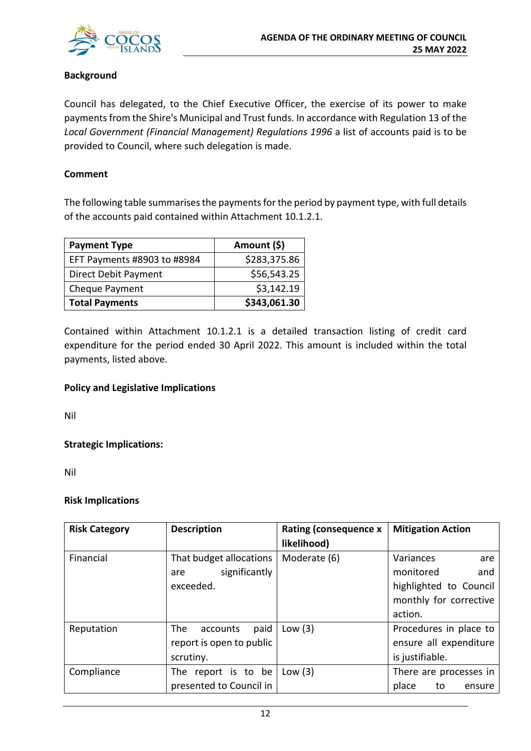**Background**

Council has delegated, to the Chief Executive Officer, the exercise of its power to make payments from the Shire's Municipal and Trust funds. In accordance with Regulation 13 of the *Local Government (Financial Management) Regulations 1996* a list of accounts paid is to be provided to Council, where such delegation is made.

**Comment**

The following table summarises the payments for the period by payment type, with full details of the accounts paid contained within Attachment 10.1.2.1.

| Payment Type | Amount ($) |
|---|---:|
| EFT Payments #8903 to #8984 | $283,375.86 |
| Direct Debit Payment | $56,543.25 |
| Cheque Payment | $3,142.19 |
| **Total Payments** | **$343,061.30** |

Contained within Attachment 10.1.2.1 is a detailed transaction listing of credit card expenditure for the period ended 30 April 2022. This amount is included within the total payments, listed above.

**Policy and Legislative Implications**

Nil

**Strategic Implications:**

Nil

**Risk Implications**

| Risk Category | Description | Rating (consequence x likelihood) | Mitigation Action |
|---|---|---|---|
| Financial | That budget allocations are significantly exceeded. | Moderate (6) | Variances are monitored and highlighted to Council monthly for corrective action. |
| Reputation | The accounts paid report is open to public scrutiny. | Low (3) | Procedures in place to ensure all expenditure is justifiable. |
| Compliance | The report is to be presented to Council in | Low (3) | There are processes in place to ensure |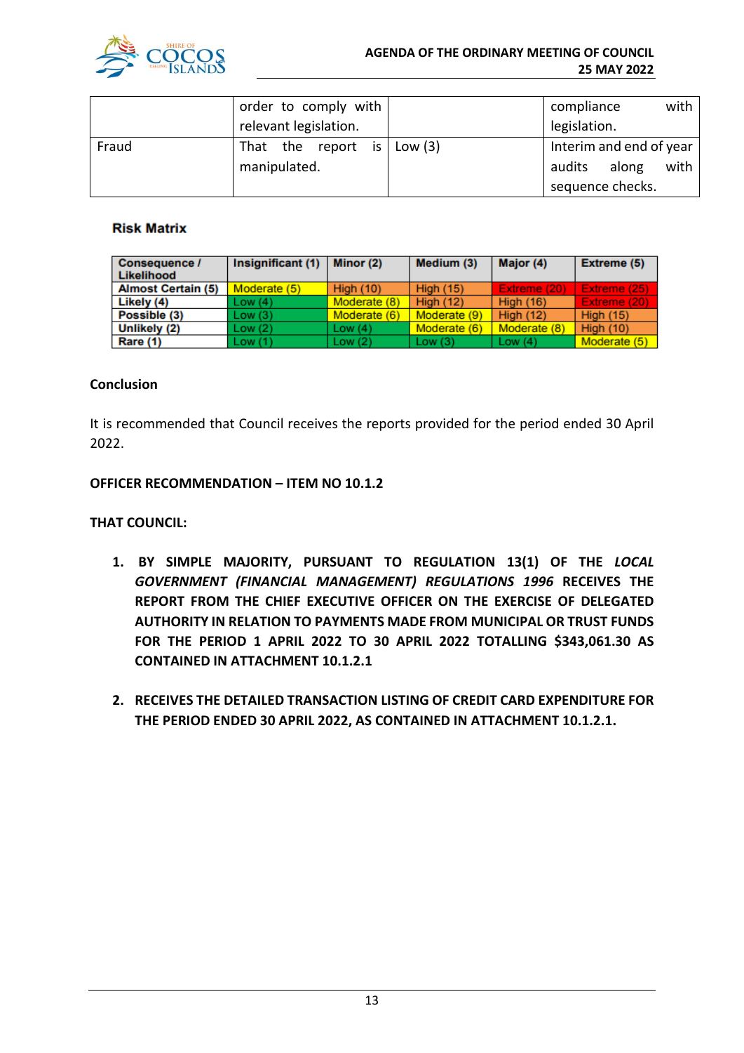|  | order to comply with relevant legislation. |  | compliance with legislation. |
|---|---|---|---|
| Fraud | That the report is manipulated. | Low (3) | Interim and end of year audits along with sequence checks. |

**Risk Matrix**

| Consequence / Likelihood | Insignificant (1) | Minor (2) | Medium (3) | Major (4) | Extreme (5) |
|---|---|---|---|---|---|
| Almost Certain (5) | Moderate (5) | High (10) | High (15) | Extreme (20) | Extreme (25) |
| Likely (4) | Low (4) | Moderate (8) | High (12) | High (16) | Extreme (20) |
| Possible (3) | Low (3) | Moderate (6) | Moderate (9) | High (12) | High (15) |
| Unlikely (2) | Low (2) | Low (4) | Moderate (6) | Moderate (8) | High (10) |
| Rare (1) | Low (1) | Low (2) | Low (3) | Low (4) | Moderate (5) |

**Conclusion**

It is recommended that Council receives the reports provided for the period ended 30 April 2022.

**OFFICER RECOMMENDATION – ITEM NO 10.1.2**

**THAT COUNCIL:**

1. **BY SIMPLE MAJORITY, PURSUANT TO REGULATION 13(1) OF THE *LOCAL GOVERNMENT (FINANCIAL MANAGEMENT) REGULATIONS 1996* RECEIVES THE REPORT FROM THE CHIEF EXECUTIVE OFFICER ON THE EXERCISE OF DELEGATED AUTHORITY IN RELATION TO PAYMENTS MADE FROM MUNICIPAL OR TRUST FUNDS FOR THE PERIOD 1 APRIL 2022 TO 30 APRIL 2022 TOTALLING $343,061.30 AS CONTAINED IN ATTACHMENT 10.1.2.1**

2. **RECEIVES THE DETAILED TRANSACTION LISTING OF CREDIT CARD EXPENDITURE FOR THE PERIOD ENDED 30 APRIL 2022, AS CONTAINED IN ATTACHMENT 10.1.2.1.**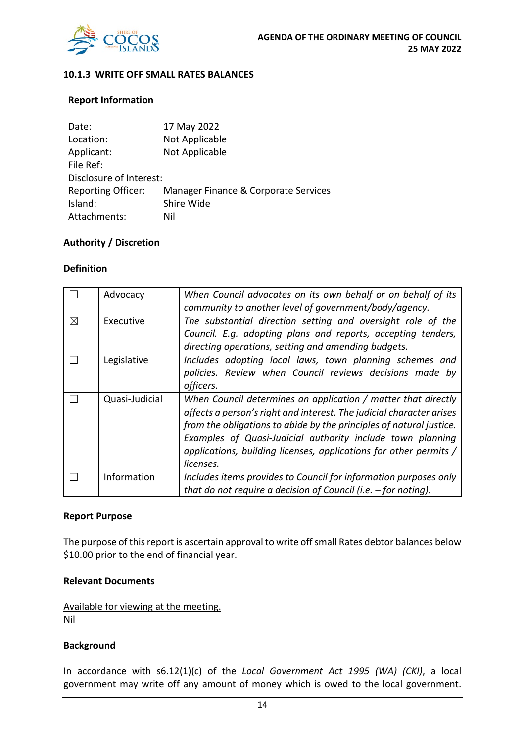### 10.1.3 WRITE OFF SMALL RATES BALANCES

#### Report Information

| | |
|---|---|
| Date: | 17 May 2022 |
| Location: | Not Applicable |
| Applicant: | Not Applicable |
| File Ref: | |
| Disclosure of Interest: | |
| Reporting Officer: | Manager Finance & Corporate Services |
| Island: | Shire Wide |
| Attachments: | Nil |

#### Authority / Discretion

#### Definition

| | | |
|---|---|---|
| ☐ | Advocacy | *When Council advocates on its own behalf or on behalf of its community to another level of government/body/agency.* |
| ☒ | Executive | *The substantial direction setting and oversight role of the Council. E.g. adopting plans and reports, accepting tenders, directing operations, setting and amending budgets.* |
| ☐ | Legislative | *Includes adopting local laws, town planning schemes and policies. Review when Council reviews decisions made by officers.* |
| ☐ | Quasi-Judicial | *When Council determines an application / matter that directly affects a person's right and interest. The judicial character arises from the obligations to abide by the principles of natural justice. Examples of Quasi-Judicial authority include town planning applications, building licenses, applications for other permits / licenses.* |
| ☐ | Information | *Includes items provides to Council for information purposes only that do not require a decision of Council (i.e. – for noting).* |

#### Report Purpose

The purpose of this report is ascertain approval to write off small Rates debtor balances below $10.00 prior to the end of financial year.

#### Relevant Documents

Available for viewing at the meeting.
Nil

#### Background

In accordance with s6.12(1)(c) of the *Local Government Act 1995 (WA) (CKI)*, a local government may write off any amount of money which is owed to the local government.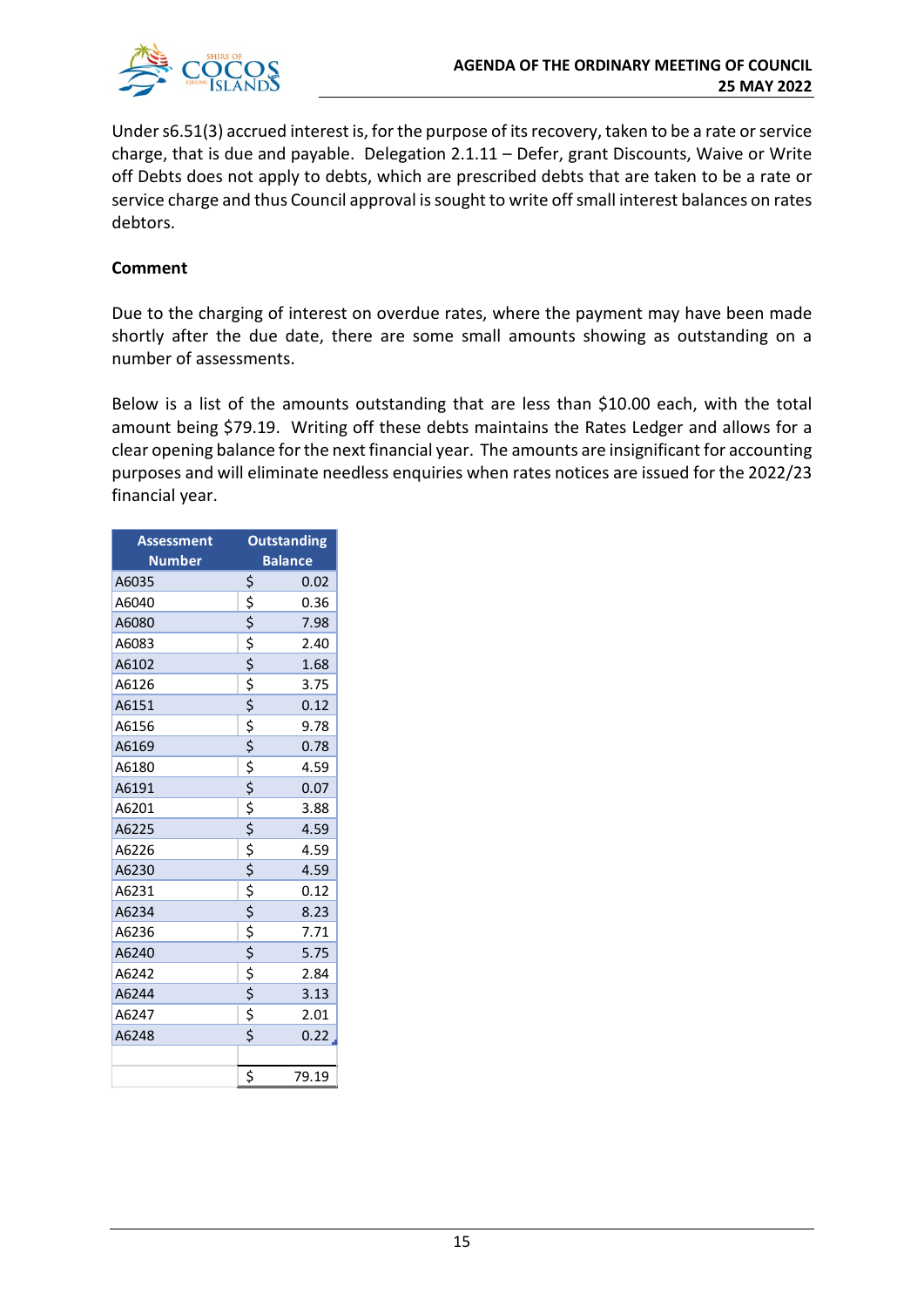Under s6.51(3) accrued interest is, for the purpose of its recovery, taken to be a rate or service charge, that is due and payable. Delegation 2.1.11 – Defer, grant Discounts, Waive or Write off Debts does not apply to debts, which are prescribed debts that are taken to be a rate or service charge and thus Council approval is sought to write off small interest balances on rates debtors.

**Comment**

Due to the charging of interest on overdue rates, where the payment may have been made shortly after the due date, there are some small amounts showing as outstanding on a number of assessments.

Below is a list of the amounts outstanding that are less than $10.00 each, with the total amount being $79.19. Writing off these debts maintains the Rates Ledger and allows for a clear opening balance for the next financial year. The amounts are insignificant for accounting purposes and will eliminate needless enquiries when rates notices are issued for the 2022/23 financial year.

| Assessment Number | Outstanding Balance |
|---|---|
| A6035 | $ 0.02 |
| A6040 | $ 0.36 |
| A6080 | $ 7.98 |
| A6083 | $ 2.40 |
| A6102 | $ 1.68 |
| A6126 | $ 3.75 |
| A6151 | $ 0.12 |
| A6156 | $ 9.78 |
| A6169 | $ 0.78 |
| A6180 | $ 4.59 |
| A6191 | $ 0.07 |
| A6201 | $ 3.88 |
| A6225 | $ 4.59 |
| A6226 | $ 4.59 |
| A6230 | $ 4.59 |
| A6231 | $ 0.12 |
| A6234 | $ 8.23 |
| A6236 | $ 7.71 |
| A6240 | $ 5.75 |
| A6242 | $ 2.84 |
| A6244 | $ 3.13 |
| A6247 | $ 2.01 |
| A6248 | $ 0.22 |
| | |
| | $ 79.19 |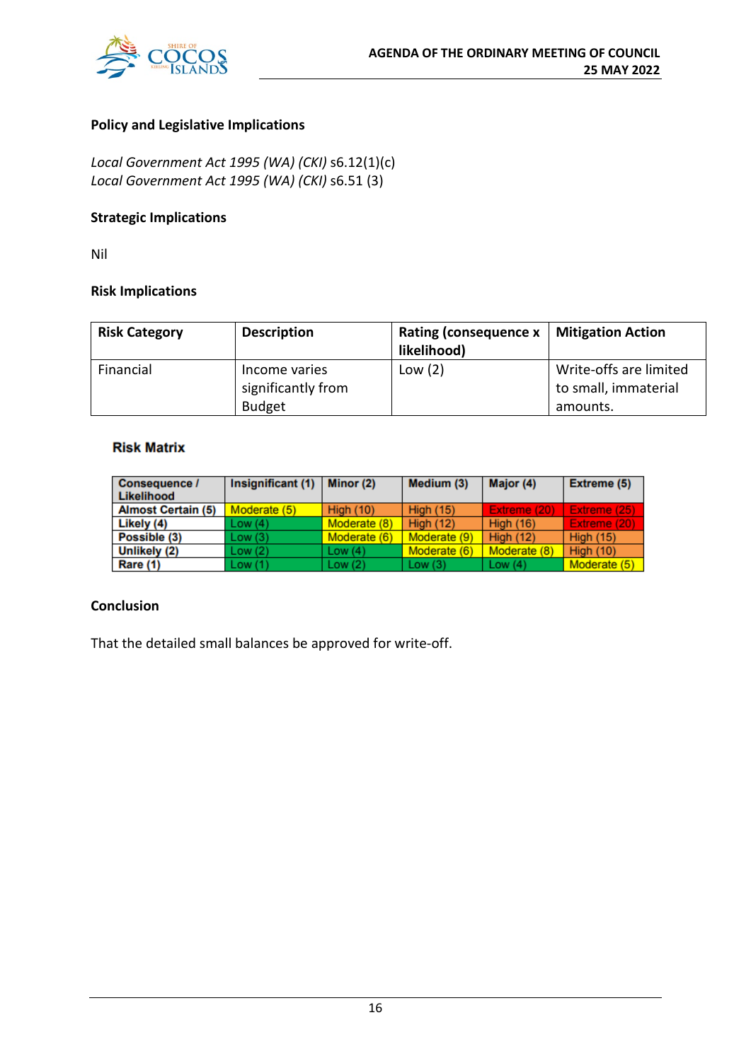**Policy and Legislative Implications**

*Local Government Act 1995 (WA) (CKI)* s6.12(1)(c)
*Local Government Act 1995 (WA) (CKI)* s6.51 (3)

**Strategic Implications**

Nil

**Risk Implications**

| Risk Category | Description | Rating (consequence x likelihood) | Mitigation Action |
|---|---|---|---|
| Financial | Income varies significantly from Budget | Low (2) | Write-offs are limited to small, immaterial amounts. |

**Risk Matrix**

| Consequence / Likelihood | Insignificant (1) | Minor (2) | Medium (3) | Major (4) | Extreme (5) |
|---|---|---|---|---|---|
| Almost Certain (5) | Moderate (5) | High (10) | High (15) | Extreme (20) | Extreme (25) |
| Likely (4) | Low (4) | Moderate (8) | High (12) | High (16) | Extreme (20) |
| Possible (3) | Low (3) | Moderate (6) | Moderate (9) | High (12) | High (15) |
| Unlikely (2) | Low (2) | Low (4) | Moderate (6) | Moderate (8) | High (10) |
| Rare (1) | Low (1) | Low (2) | Low (3) | Low (4) | Moderate (5) |

**Conclusion**

That the detailed small balances be approved for write-off.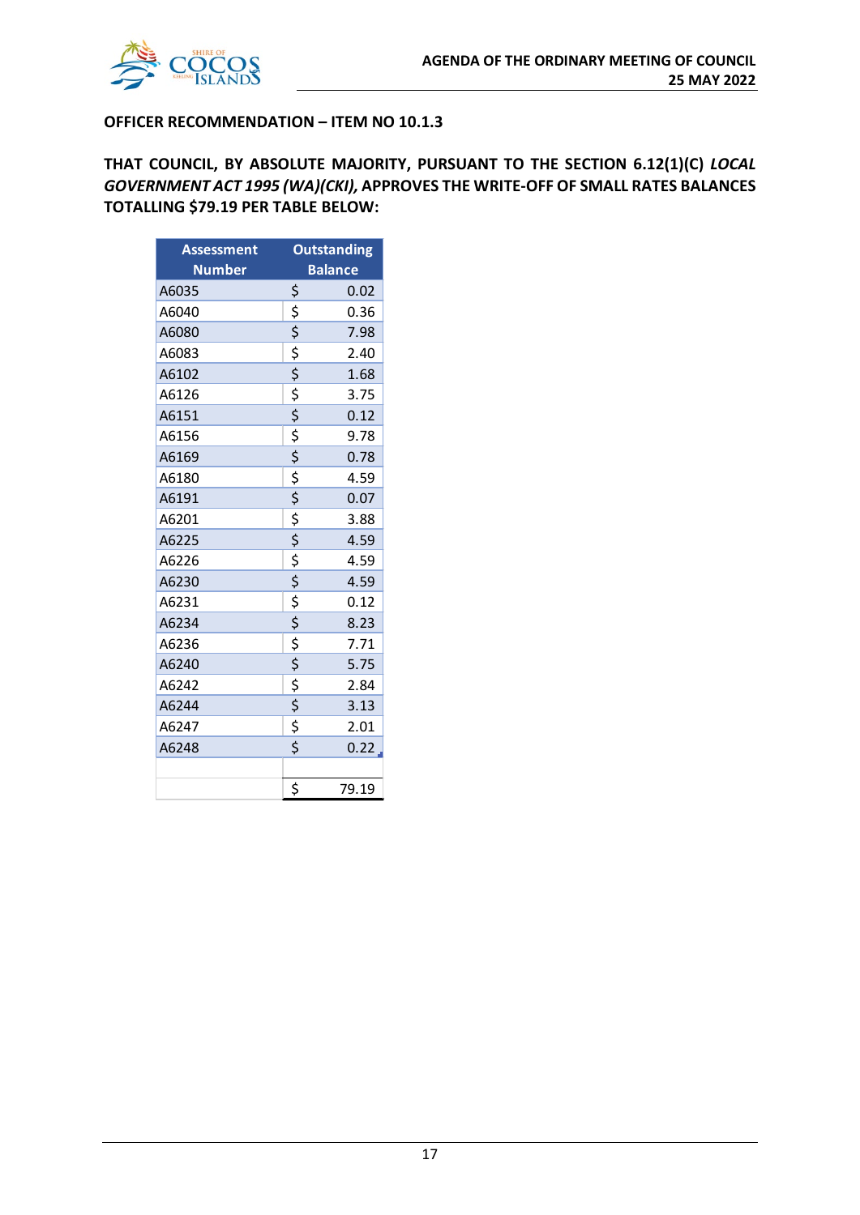**OFFICER RECOMMENDATION – ITEM NO 10.1.3**

**THAT COUNCIL, BY ABSOLUTE MAJORITY, PURSUANT TO THE SECTION 6.12(1)(C) *LOCAL GOVERNMENT ACT 1995 (WA)(CKI),* APPROVES THE WRITE-OFF OF SMALL RATES BALANCES TOTALLING $79.19 PER TABLE BELOW:**

| Assessment Number | Outstanding Balance |
|---|---|
| A6035 | $ 0.02 |
| A6040 | $ 0.36 |
| A6080 | $ 7.98 |
| A6083 | $ 2.40 |
| A6102 | $ 1.68 |
| A6126 | $ 3.75 |
| A6151 | $ 0.12 |
| A6156 | $ 9.78 |
| A6169 | $ 0.78 |
| A6180 | $ 4.59 |
| A6191 | $ 0.07 |
| A6201 | $ 3.88 |
| A6225 | $ 4.59 |
| A6226 | $ 4.59 |
| A6230 | $ 4.59 |
| A6231 | $ 0.12 |
| A6234 | $ 8.23 |
| A6236 | $ 7.71 |
| A6240 | $ 5.75 |
| A6242 | $ 2.84 |
| A6244 | $ 3.13 |
| A6247 | $ 2.01 |
| A6248 | $ 0.22 |
| | |
| | $ 79.19 |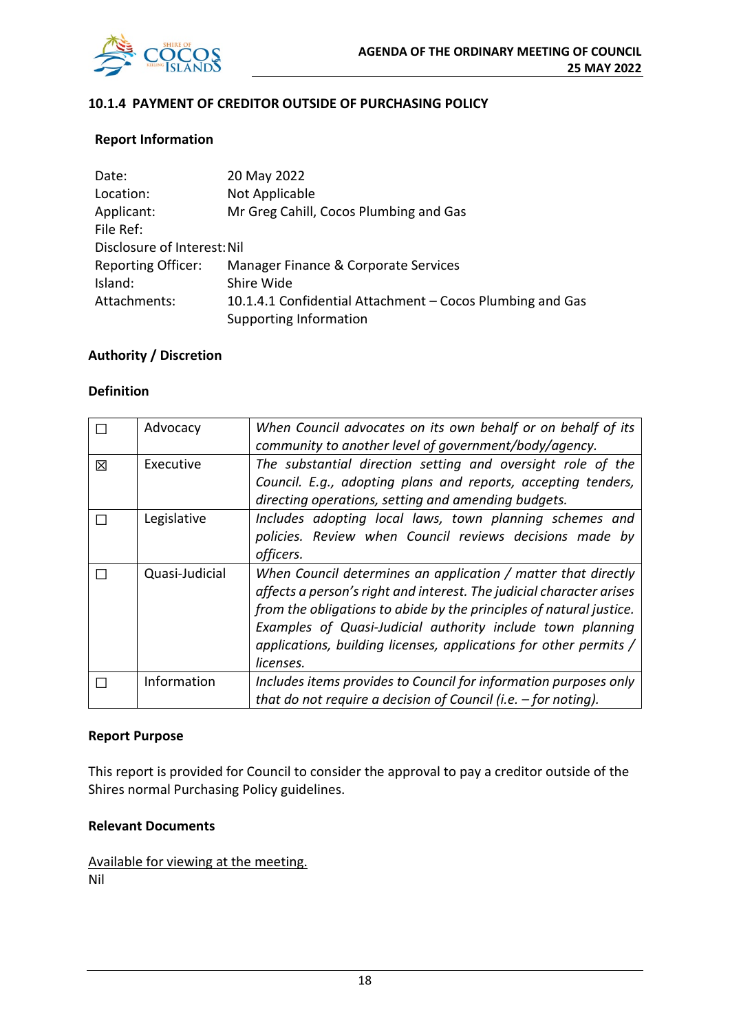## 10.1.4 PAYMENT OF CREDITOR OUTSIDE OF PURCHASING POLICY

### Report Information

| | |
|---|---|
| Date: | 20 May 2022 |
| Location: | Not Applicable |
| Applicant: | Mr Greg Cahill, Cocos Plumbing and Gas |
| File Ref: | |
| Disclosure of Interest: | Nil |
| Reporting Officer: | Manager Finance & Corporate Services |
| Island: | Shire Wide |
| Attachments: | 10.1.4.1 Confidential Attachment – Cocos Plumbing and Gas Supporting Information |

### Authority / Discretion

### Definition

| | | |
|---|---|---|
| ☐ | Advocacy | *When Council advocates on its own behalf or on behalf of its community to another level of government/body/agency.* |
| ☒ | Executive | *The substantial direction setting and oversight role of the Council. E.g., adopting plans and reports, accepting tenders, directing operations, setting and amending budgets.* |
| ☐ | Legislative | *Includes adopting local laws, town planning schemes and policies. Review when Council reviews decisions made by officers.* |
| ☐ | Quasi-Judicial | *When Council determines an application / matter that directly affects a person's right and interest. The judicial character arises from the obligations to abide by the principles of natural justice. Examples of Quasi-Judicial authority include town planning applications, building licenses, applications for other permits / licenses.* |
| ☐ | Information | *Includes items provides to Council for information purposes only that do not require a decision of Council (i.e. – for noting).* |

### Report Purpose

This report is provided for Council to consider the approval to pay a creditor outside of the Shires normal Purchasing Policy guidelines.

### Relevant Documents

Available for viewing at the meeting.
Nil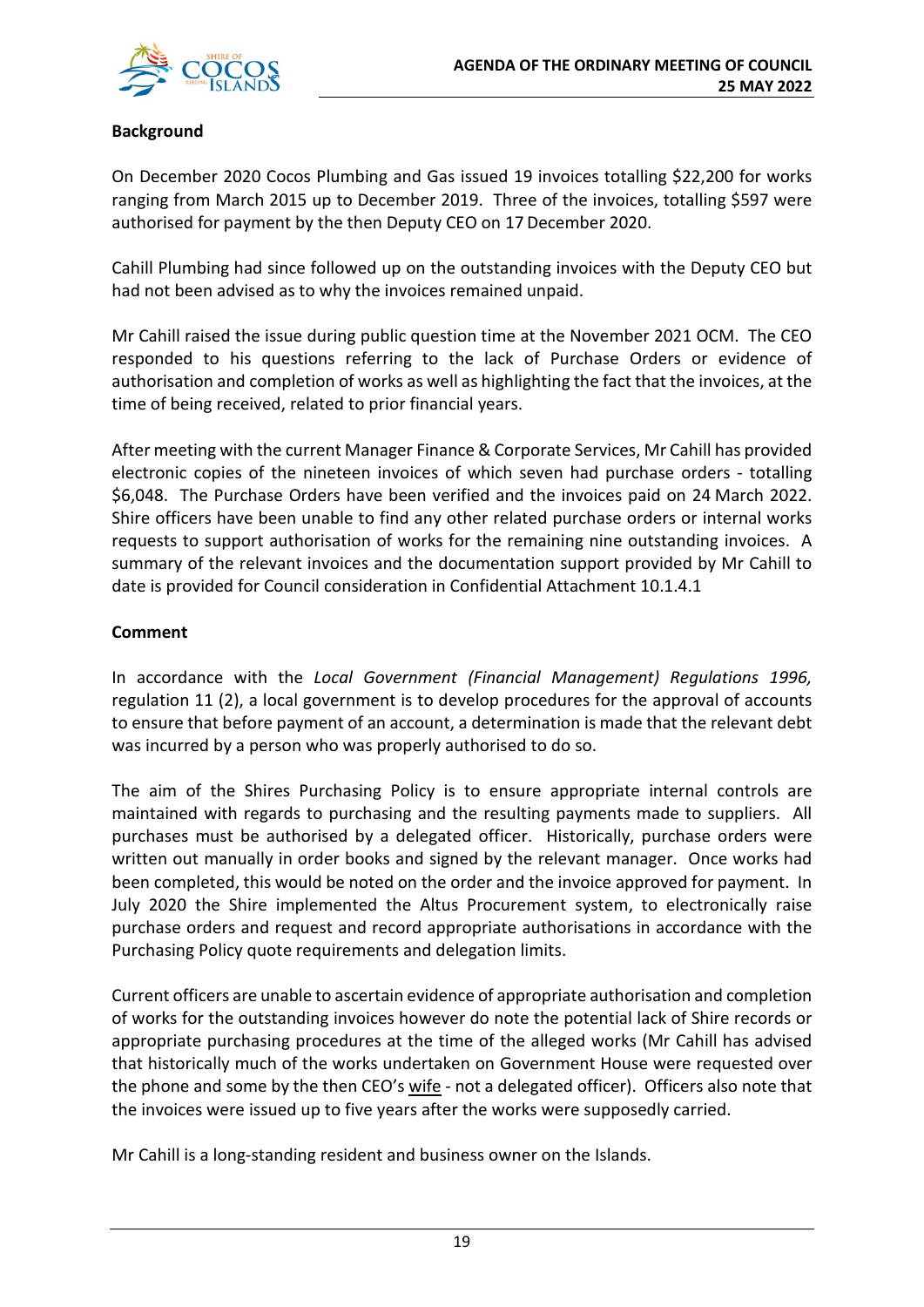**Background**

On December 2020 Cocos Plumbing and Gas issued 19 invoices totalling $22,200 for works ranging from March 2015 up to December 2019. Three of the invoices, totalling $597 were authorised for payment by the then Deputy CEO on 17 December 2020.

Cahill Plumbing had since followed up on the outstanding invoices with the Deputy CEO but had not been advised as to why the invoices remained unpaid.

Mr Cahill raised the issue during public question time at the November 2021 OCM. The CEO responded to his questions referring to the lack of Purchase Orders or evidence of authorisation and completion of works as well as highlighting the fact that the invoices, at the time of being received, related to prior financial years.

After meeting with the current Manager Finance & Corporate Services, Mr Cahill has provided electronic copies of the nineteen invoices of which seven had purchase orders - totalling $6,048. The Purchase Orders have been verified and the invoices paid on 24 March 2022. Shire officers have been unable to find any other related purchase orders or internal works requests to support authorisation of works for the remaining nine outstanding invoices. A summary of the relevant invoices and the documentation support provided by Mr Cahill to date is provided for Council consideration in Confidential Attachment 10.1.4.1

**Comment**

In accordance with the *Local Government (Financial Management) Regulations 1996,* regulation 11 (2), a local government is to develop procedures for the approval of accounts to ensure that before payment of an account, a determination is made that the relevant debt was incurred by a person who was properly authorised to do so.

The aim of the Shires Purchasing Policy is to ensure appropriate internal controls are maintained with regards to purchasing and the resulting payments made to suppliers. All purchases must be authorised by a delegated officer. Historically, purchase orders were written out manually in order books and signed by the relevant manager. Once works had been completed, this would be noted on the order and the invoice approved for payment. In July 2020 the Shire implemented the Altus Procurement system, to electronically raise purchase orders and request and record appropriate authorisations in accordance with the Purchasing Policy quote requirements and delegation limits.

Current officers are unable to ascertain evidence of appropriate authorisation and completion of works for the outstanding invoices however do note the potential lack of Shire records or appropriate purchasing procedures at the time of the alleged works (Mr Cahill has advised that historically much of the works undertaken on Government House were requested over the phone and some by the then CEO's <u>wife</u> - not a delegated officer). Officers also note that the invoices were issued up to five years after the works were supposedly carried.

Mr Cahill is a long-standing resident and business owner on the Islands.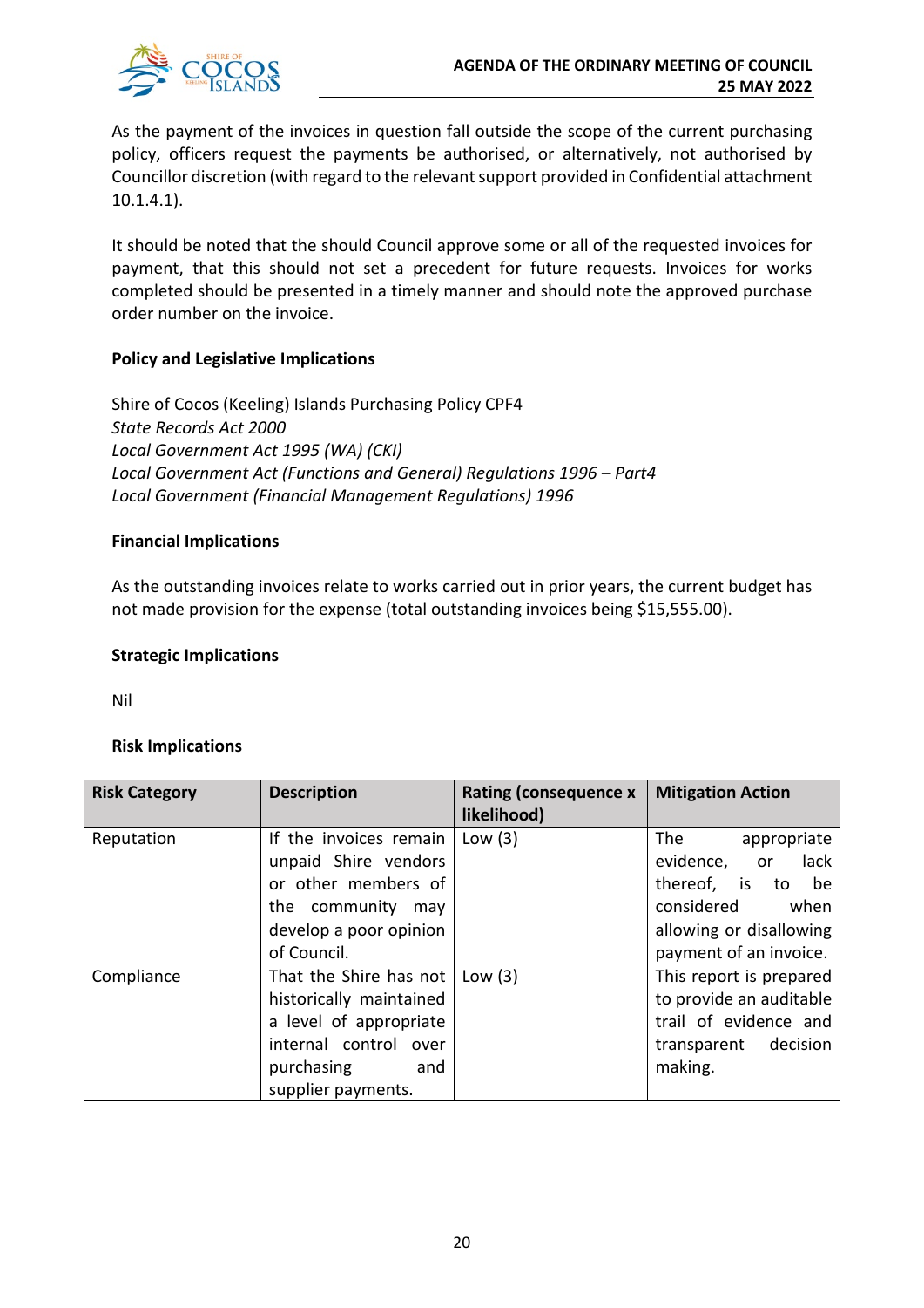As the payment of the invoices in question fall outside the scope of the current purchasing policy, officers request the payments be authorised, or alternatively, not authorised by Councillor discretion (with regard to the relevant support provided in Confidential attachment 10.1.4.1).

It should be noted that the should Council approve some or all of the requested invoices for payment, that this should not set a precedent for future requests. Invoices for works completed should be presented in a timely manner and should note the approved purchase order number on the invoice.

**Policy and Legislative Implications**

Shire of Cocos (Keeling) Islands Purchasing Policy CPF4
*State Records Act 2000*
*Local Government Act 1995 (WA) (CKI)*
*Local Government Act (Functions and General) Regulations 1996 – Part4*
*Local Government (Financial Management Regulations) 1996*

**Financial Implications**

As the outstanding invoices relate to works carried out in prior years, the current budget has not made provision for the expense (total outstanding invoices being $15,555.00).

**Strategic Implications**

Nil

**Risk Implications**

| Risk Category | Description | Rating (consequence x likelihood) | Mitigation Action |
|---|---|---|---|
| Reputation | If the invoices remain unpaid Shire vendors or other members of the community may develop a poor opinion of Council. | Low (3) | The appropriate evidence, or lack thereof, is to be considered when allowing or disallowing payment of an invoice. |
| Compliance | That the Shire has not historically maintained a level of appropriate internal control over purchasing and supplier payments. | Low (3) | This report is prepared to provide an auditable trail of evidence and transparent decision making. |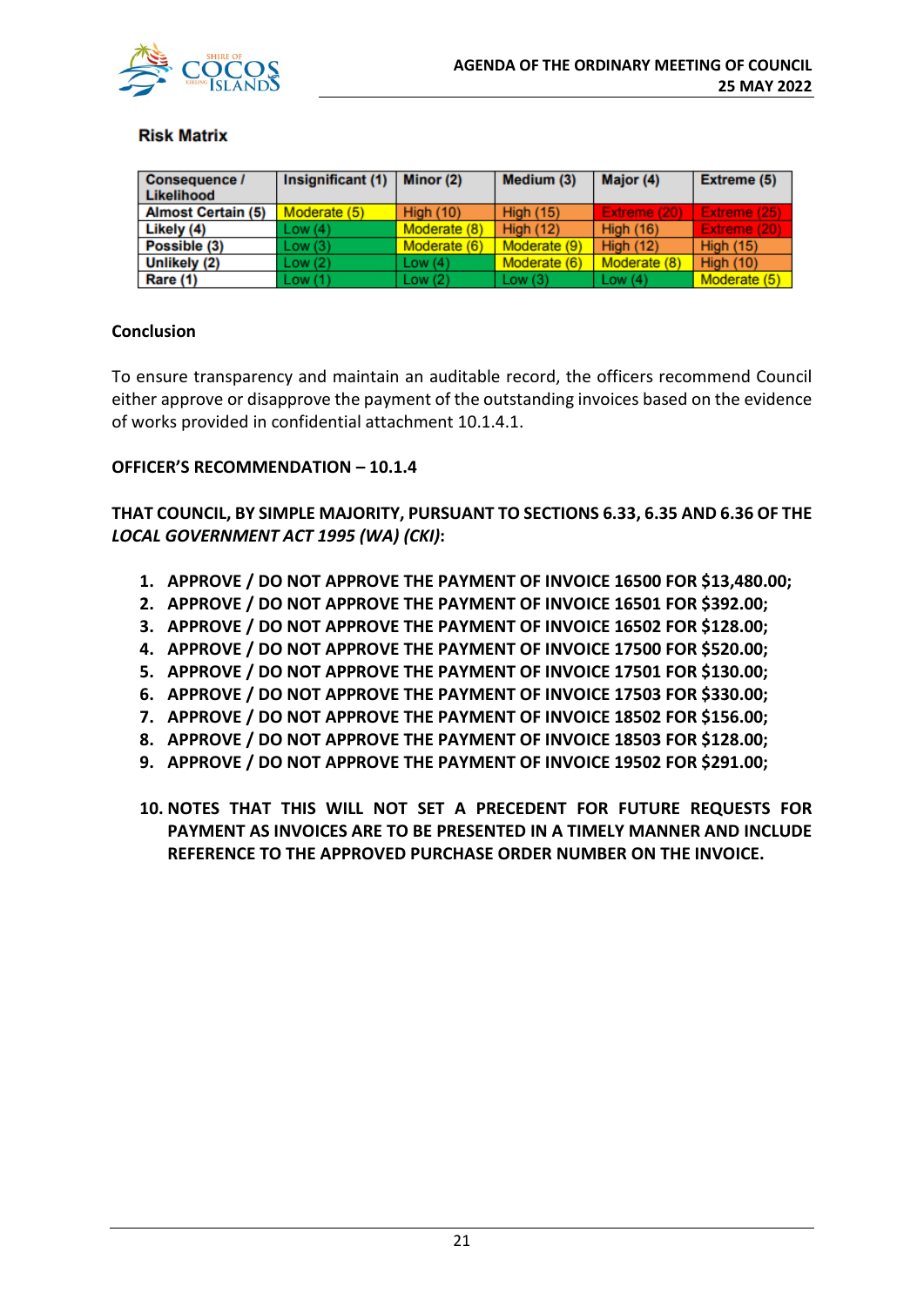### Risk Matrix

| Consequence / Likelihood | Insignificant (1) | Minor (2) | Medium (3) | Major (4) | Extreme (5) |
|---|---|---|---|---|---|
| Almost Certain (5) | Moderate (5) | High (10) | High (15) | Extreme (20) | Extreme (25) |
| Likely (4) | Low (4) | Moderate (8) | High (12) | High (16) | Extreme (20) |
| Possible (3) | Low (3) | Moderate (6) | Moderate (9) | High (12) | High (15) |
| Unlikely (2) | Low (2) | Low (4) | Moderate (6) | Moderate (8) | High (10) |
| Rare (1) | Low (1) | Low (2) | Low (3) | Low (4) | Moderate (5) |

**Conclusion**

To ensure transparency and maintain an auditable record, the officers recommend Council either approve or disapprove the payment of the outstanding invoices based on the evidence of works provided in confidential attachment 10.1.4.1.

**OFFICER'S RECOMMENDATION – 10.1.4**

**THAT COUNCIL, BY SIMPLE MAJORITY, PURSUANT TO SECTIONS 6.33, 6.35 AND 6.36 OF THE *LOCAL GOVERNMENT ACT 1995 (WA) (CKI)*:**

1. **APPROVE / DO NOT APPROVE THE PAYMENT OF INVOICE 16500 FOR $13,480.00;**
2. **APPROVE / DO NOT APPROVE THE PAYMENT OF INVOICE 16501 FOR $392.00;**
3. **APPROVE / DO NOT APPROVE THE PAYMENT OF INVOICE 16502 FOR $128.00;**
4. **APPROVE / DO NOT APPROVE THE PAYMENT OF INVOICE 17500 FOR $520.00;**
5. **APPROVE / DO NOT APPROVE THE PAYMENT OF INVOICE 17501 FOR $130.00;**
6. **APPROVE / DO NOT APPROVE THE PAYMENT OF INVOICE 17503 FOR $330.00;**
7. **APPROVE / DO NOT APPROVE THE PAYMENT OF INVOICE 18502 FOR $156.00;**
8. **APPROVE / DO NOT APPROVE THE PAYMENT OF INVOICE 18503 FOR $128.00;**
9. **APPROVE / DO NOT APPROVE THE PAYMENT OF INVOICE 19502 FOR $291.00;**
10. **NOTES THAT THIS WILL NOT SET A PRECEDENT FOR FUTURE REQUESTS FOR PAYMENT AS INVOICES ARE TO BE PRESENTED IN A TIMELY MANNER AND INCLUDE REFERENCE TO THE APPROVED PURCHASE ORDER NUMBER ON THE INVOICE.**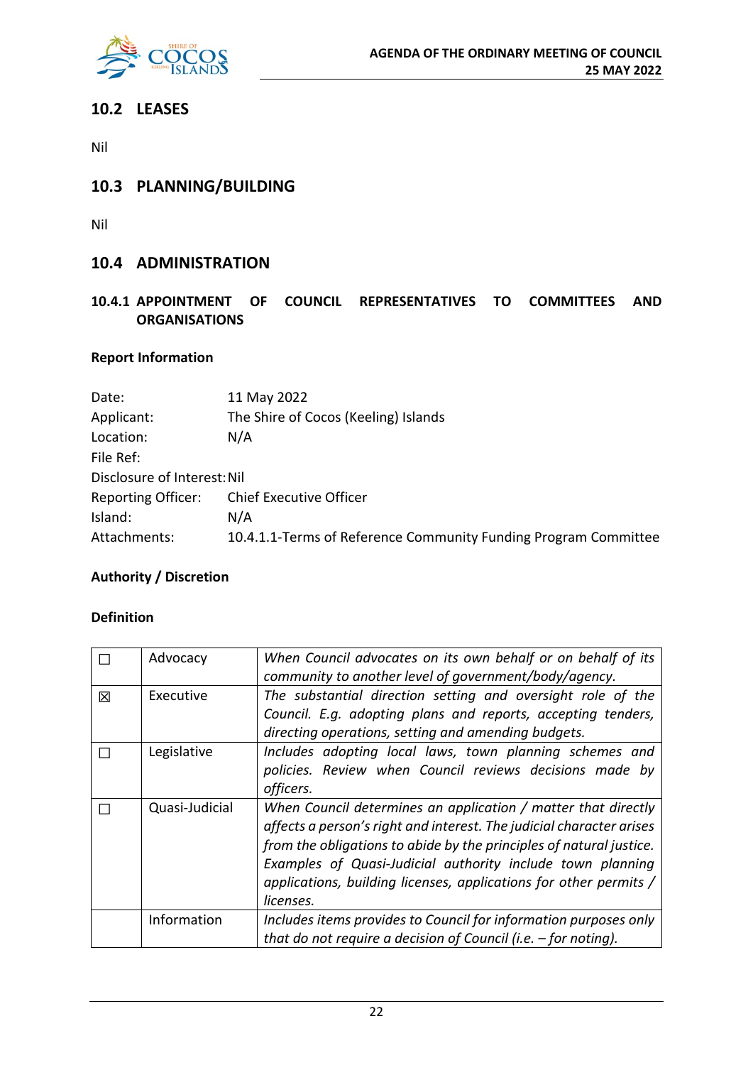## 10.2 LEASES

Nil

## 10.3 PLANNING/BUILDING

Nil

## 10.4 ADMINISTRATION

### 10.4.1 APPOINTMENT OF COUNCIL REPRESENTATIVES TO COMMITTEES AND ORGANISATIONS

**Report Information**

Date: 11 May 2022
Applicant: The Shire of Cocos (Keeling) Islands
Location: N/A
File Ref:
Disclosure of Interest: Nil
Reporting Officer: Chief Executive Officer
Island: N/A
Attachments: 10.4.1.1-Terms of Reference Community Funding Program Committee

**Authority / Discretion**

**Definition**

| | | |
|---|---|---|
| ☐ | Advocacy | *When Council advocates on its own behalf or on behalf of its community to another level of government/body/agency.* |
| ☒ | Executive | *The substantial direction setting and oversight role of the Council. E.g. adopting plans and reports, accepting tenders, directing operations, setting and amending budgets.* |
| ☐ | Legislative | *Includes adopting local laws, town planning schemes and policies. Review when Council reviews decisions made by officers.* |
| ☐ | Quasi-Judicial | *When Council determines an application / matter that directly affects a person's right and interest. The judicial character arises from the obligations to abide by the principles of natural justice. Examples of Quasi-Judicial authority include town planning applications, building licenses, applications for other permits / licenses.* |
| | Information | *Includes items provides to Council for information purposes only that do not require a decision of Council (i.e. – for noting).* |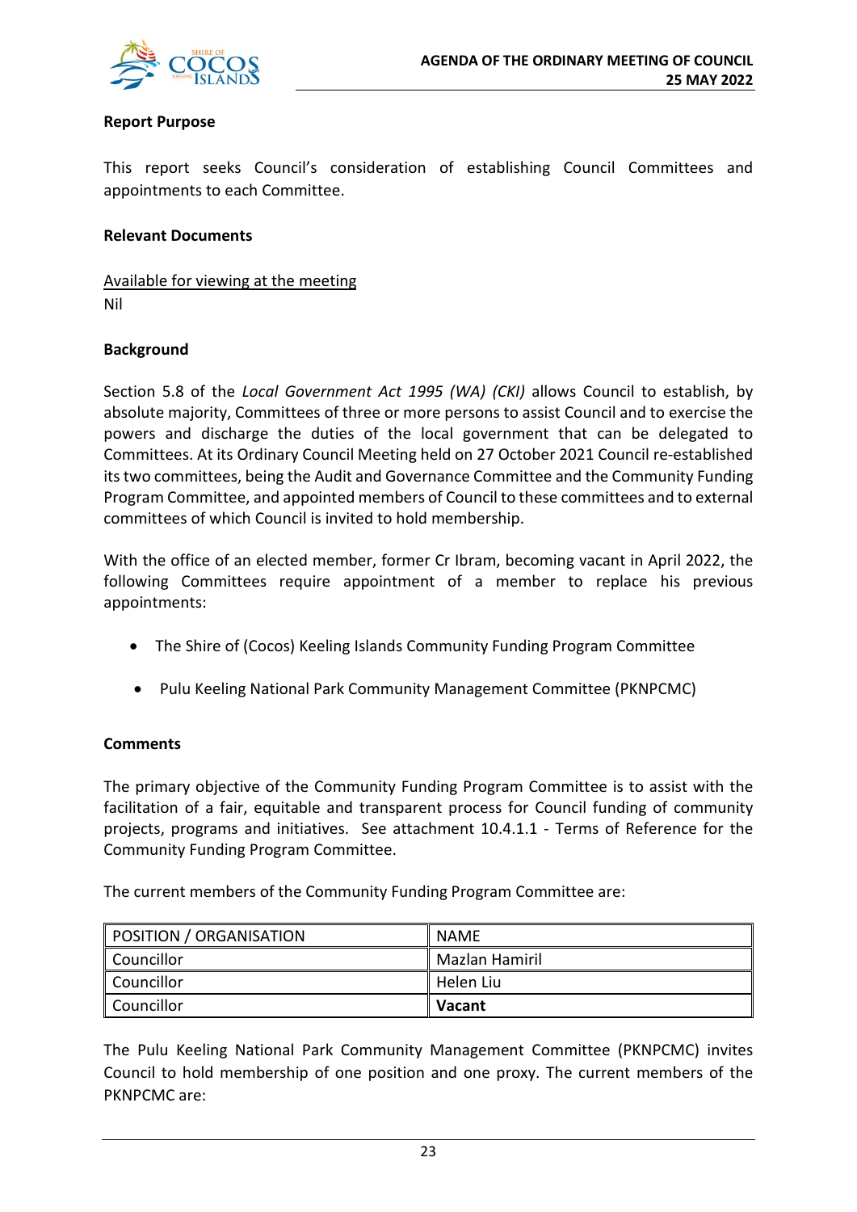**Report Purpose**

This report seeks Council's consideration of establishing Council Committees and appointments to each Committee.

**Relevant Documents**

Available for viewing at the meeting
Nil

**Background**

Section 5.8 of the *Local Government Act 1995 (WA) (CKI)* allows Council to establish, by absolute majority, Committees of three or more persons to assist Council and to exercise the powers and discharge the duties of the local government that can be delegated to Committees. At its Ordinary Council Meeting held on 27 October 2021 Council re-established its two committees, being the Audit and Governance Committee and the Community Funding Program Committee, and appointed members of Council to these committees and to external committees of which Council is invited to hold membership.

With the office of an elected member, former Cr Ibram, becoming vacant in April 2022, the following Committees require appointment of a member to replace his previous appointments:

- The Shire of (Cocos) Keeling Islands Community Funding Program Committee
- Pulu Keeling National Park Community Management Committee (PKNPCMC)

**Comments**

The primary objective of the Community Funding Program Committee is to assist with the facilitation of a fair, equitable and transparent process for Council funding of community projects, programs and initiatives. See attachment 10.4.1.1 - Terms of Reference for the Community Funding Program Committee.

The current members of the Community Funding Program Committee are:

| POSITION / ORGANISATION | NAME |
|---|---|
| Councillor | Mazlan Hamiril |
| Councillor | Helen Liu |
| Councillor | **Vacant** |

The Pulu Keeling National Park Community Management Committee (PKNPCMC) invites Council to hold membership of one position and one proxy. The current members of the PKNPCMC are: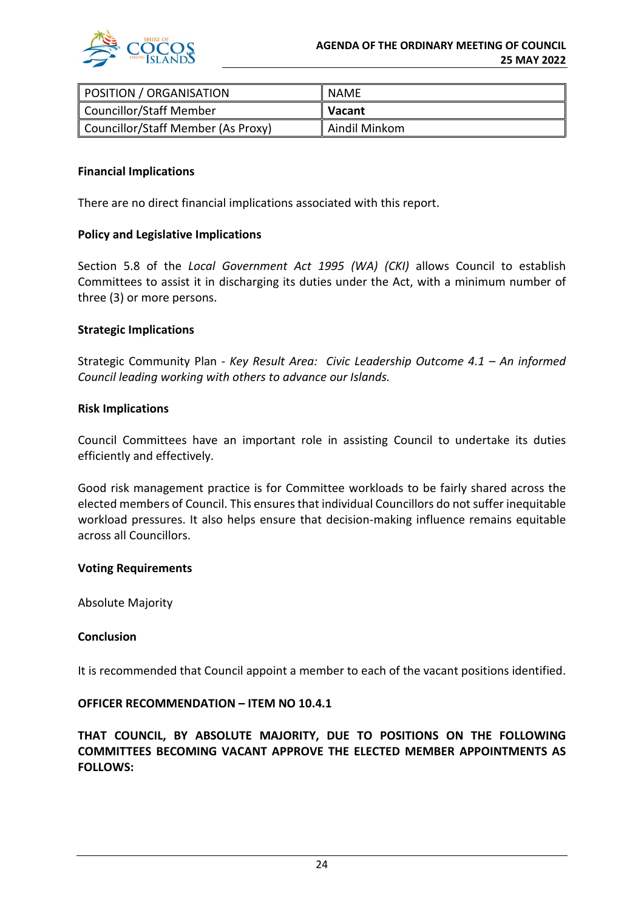| POSITION / ORGANISATION | NAME |
| --- | --- |
| Councillor/Staff Member | **Vacant** |
| Councillor/Staff Member (As Proxy) | Aindil Minkom |

**Financial Implications**

There are no direct financial implications associated with this report.

**Policy and Legislative Implications**

Section 5.8 of the *Local Government Act 1995 (WA) (CKI)* allows Council to establish Committees to assist it in discharging its duties under the Act, with a minimum number of three (3) or more persons.

**Strategic Implications**

Strategic Community Plan - *Key Result Area: Civic Leadership Outcome 4.1 – An informed Council leading working with others to advance our Islands.*

**Risk Implications**

Council Committees have an important role in assisting Council to undertake its duties efficiently and effectively.

Good risk management practice is for Committee workloads to be fairly shared across the elected members of Council. This ensures that individual Councillors do not suffer inequitable workload pressures. It also helps ensure that decision-making influence remains equitable across all Councillors.

**Voting Requirements**

Absolute Majority

**Conclusion**

It is recommended that Council appoint a member to each of the vacant positions identified.

**OFFICER RECOMMENDATION – ITEM NO 10.4.1**

**THAT COUNCIL, BY ABSOLUTE MAJORITY, DUE TO POSITIONS ON THE FOLLOWING COMMITTEES BECOMING VACANT APPROVE THE ELECTED MEMBER APPOINTMENTS AS FOLLOWS:**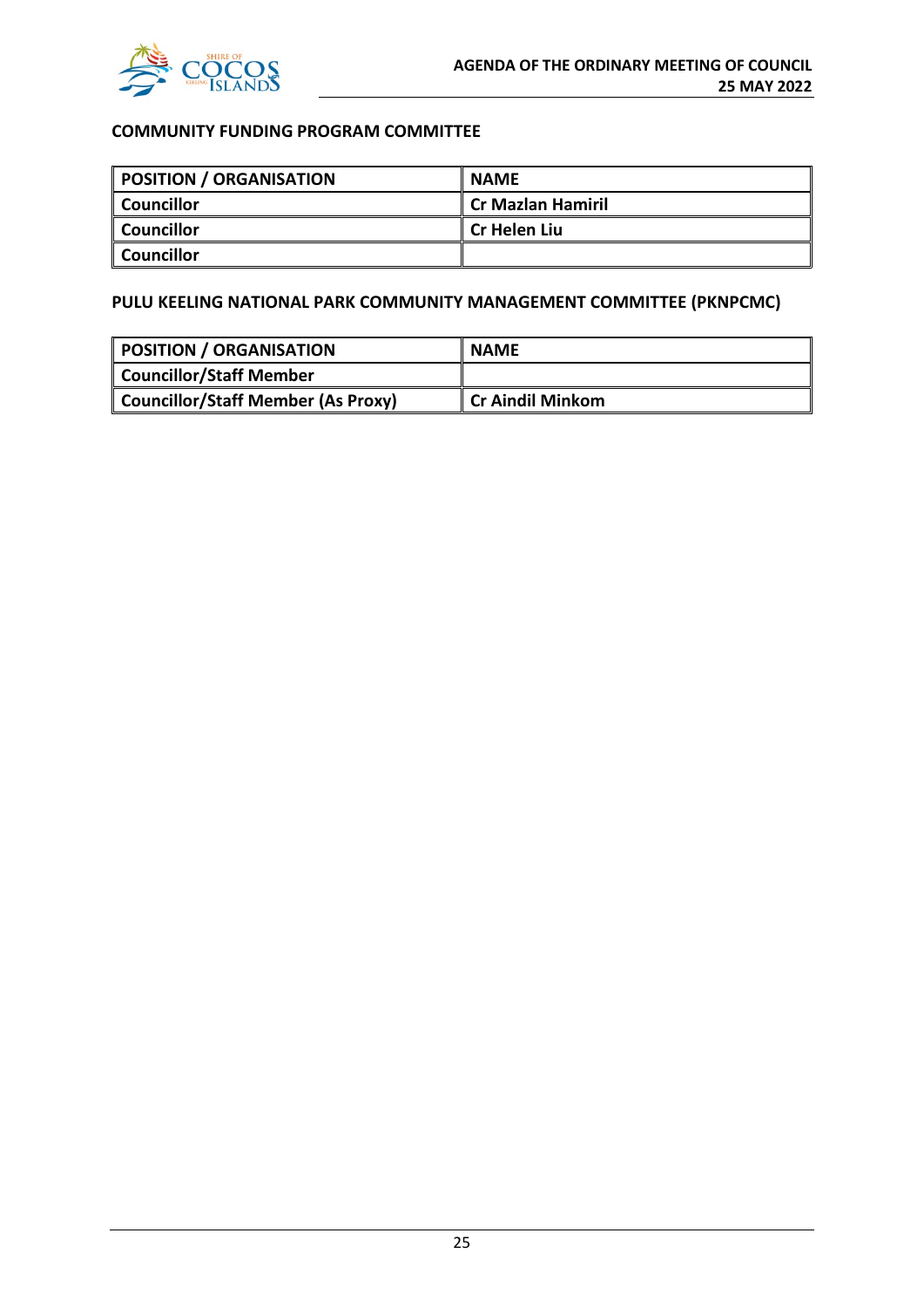**COMMUNITY FUNDING PROGRAM COMMITTEE**

| POSITION / ORGANISATION | NAME |
| --- | --- |
| Councillor | Cr Mazlan Hamiril |
| Councillor | Cr Helen Liu |
| Councillor | |

**PULU KEELING NATIONAL PARK COMMUNITY MANAGEMENT COMMITTEE (PKNPCMC)**

| POSITION / ORGANISATION | NAME |
| --- | --- |
| Councillor/Staff Member | |
| Councillor/Staff Member (As Proxy) | Cr Aindil Minkom |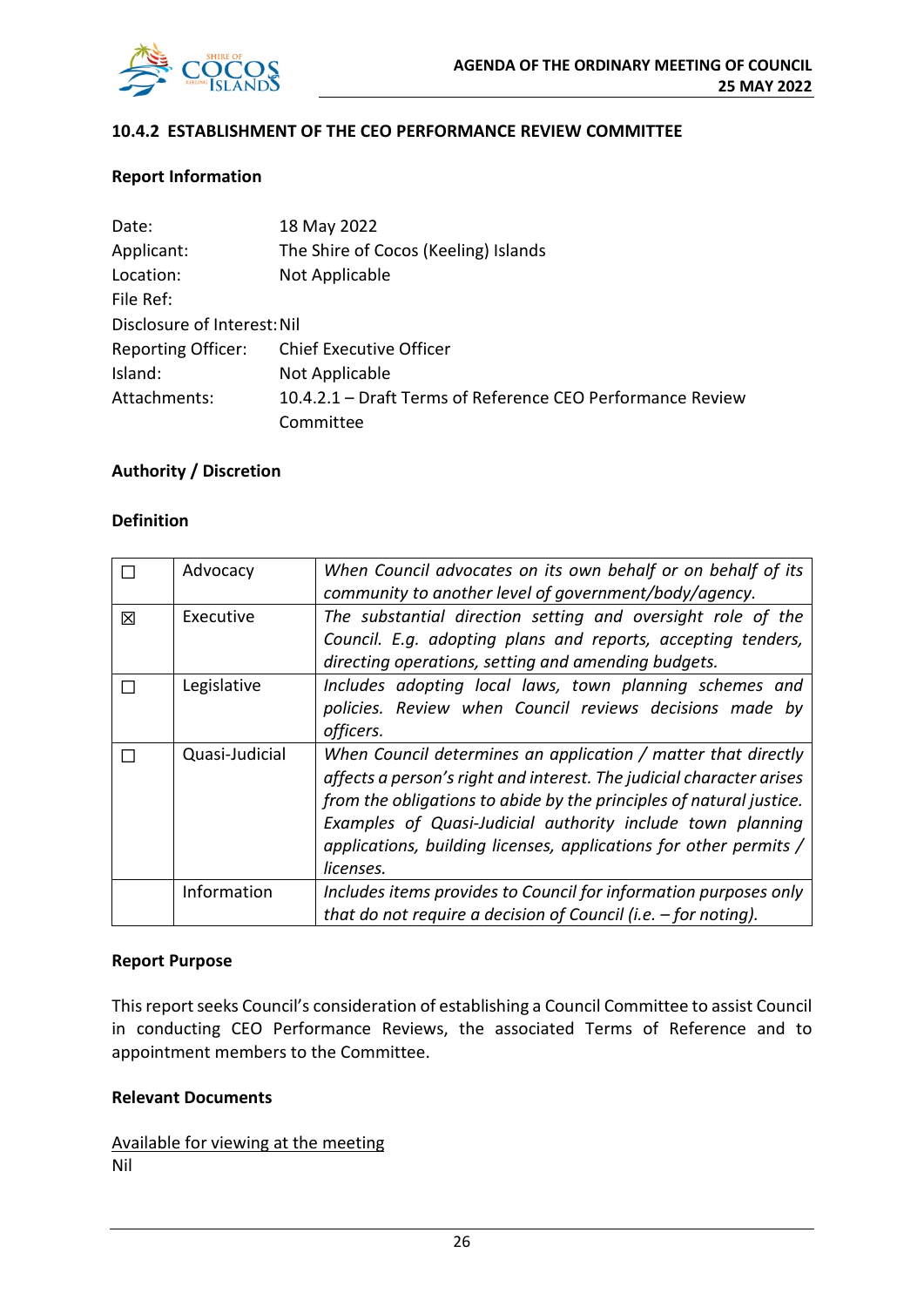### 10.4.2 ESTABLISHMENT OF THE CEO PERFORMANCE REVIEW COMMITTEE

**Report Information**

Date: 18 May 2022
Applicant: The Shire of Cocos (Keeling) Islands
Location: Not Applicable
File Ref:
Disclosure of Interest: Nil
Reporting Officer: Chief Executive Officer
Island: Not Applicable
Attachments: 10.4.2.1 – Draft Terms of Reference CEO Performance Review Committee

**Authority / Discretion**

**Definition**

| | | |
|---|---|---|
| ☐ | Advocacy | *When Council advocates on its own behalf or on behalf of its community to another level of government/body/agency.* |
| ☒ | Executive | *The substantial direction setting and oversight role of the Council. E.g. adopting plans and reports, accepting tenders, directing operations, setting and amending budgets.* |
| ☐ | Legislative | *Includes adopting local laws, town planning schemes and policies. Review when Council reviews decisions made by officers.* |
| ☐ | Quasi-Judicial | *When Council determines an application / matter that directly affects a person's right and interest. The judicial character arises from the obligations to abide by the principles of natural justice. Examples of Quasi-Judicial authority include town planning applications, building licenses, applications for other permits / licenses.* |
| | Information | *Includes items provides to Council for information purposes only that do not require a decision of Council (i.e. – for noting).* |

**Report Purpose**

This report seeks Council's consideration of establishing a Council Committee to assist Council in conducting CEO Performance Reviews, the associated Terms of Reference and to appointment members to the Committee.

**Relevant Documents**

Available for viewing at the meeting
Nil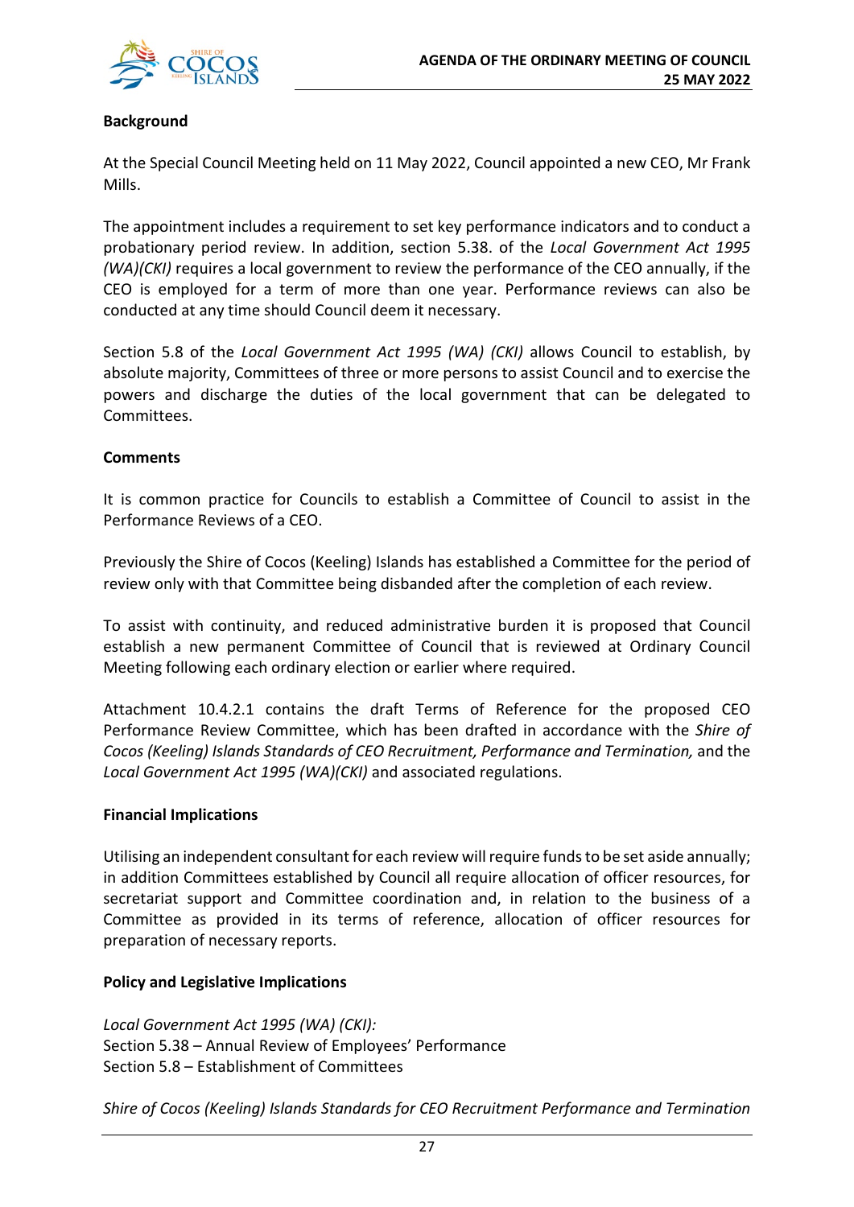**Background**

At the Special Council Meeting held on 11 May 2022, Council appointed a new CEO, Mr Frank Mills.

The appointment includes a requirement to set key performance indicators and to conduct a probationary period review. In addition, section 5.38. of the *Local Government Act 1995 (WA)(CKI)* requires a local government to review the performance of the CEO annually, if the CEO is employed for a term of more than one year. Performance reviews can also be conducted at any time should Council deem it necessary.

Section 5.8 of the *Local Government Act 1995 (WA) (CKI)* allows Council to establish, by absolute majority, Committees of three or more persons to assist Council and to exercise the powers and discharge the duties of the local government that can be delegated to Committees.

**Comments**

It is common practice for Councils to establish a Committee of Council to assist in the Performance Reviews of a CEO.

Previously the Shire of Cocos (Keeling) Islands has established a Committee for the period of review only with that Committee being disbanded after the completion of each review.

To assist with continuity, and reduced administrative burden it is proposed that Council establish a new permanent Committee of Council that is reviewed at Ordinary Council Meeting following each ordinary election or earlier where required.

Attachment 10.4.2.1 contains the draft Terms of Reference for the proposed CEO Performance Review Committee, which has been drafted in accordance with the *Shire of Cocos (Keeling) Islands Standards of CEO Recruitment, Performance and Termination,* and the *Local Government Act 1995 (WA)(CKI)* and associated regulations.

**Financial Implications**

Utilising an independent consultant for each review will require funds to be set aside annually; in addition Committees established by Council all require allocation of officer resources, for secretariat support and Committee coordination and, in relation to the business of a Committee as provided in its terms of reference, allocation of officer resources for preparation of necessary reports.

**Policy and Legislative Implications**

*Local Government Act 1995 (WA) (CKI):*
Section 5.38 – Annual Review of Employees' Performance
Section 5.8 – Establishment of Committees

*Shire of Cocos (Keeling) Islands Standards for CEO Recruitment Performance and Termination*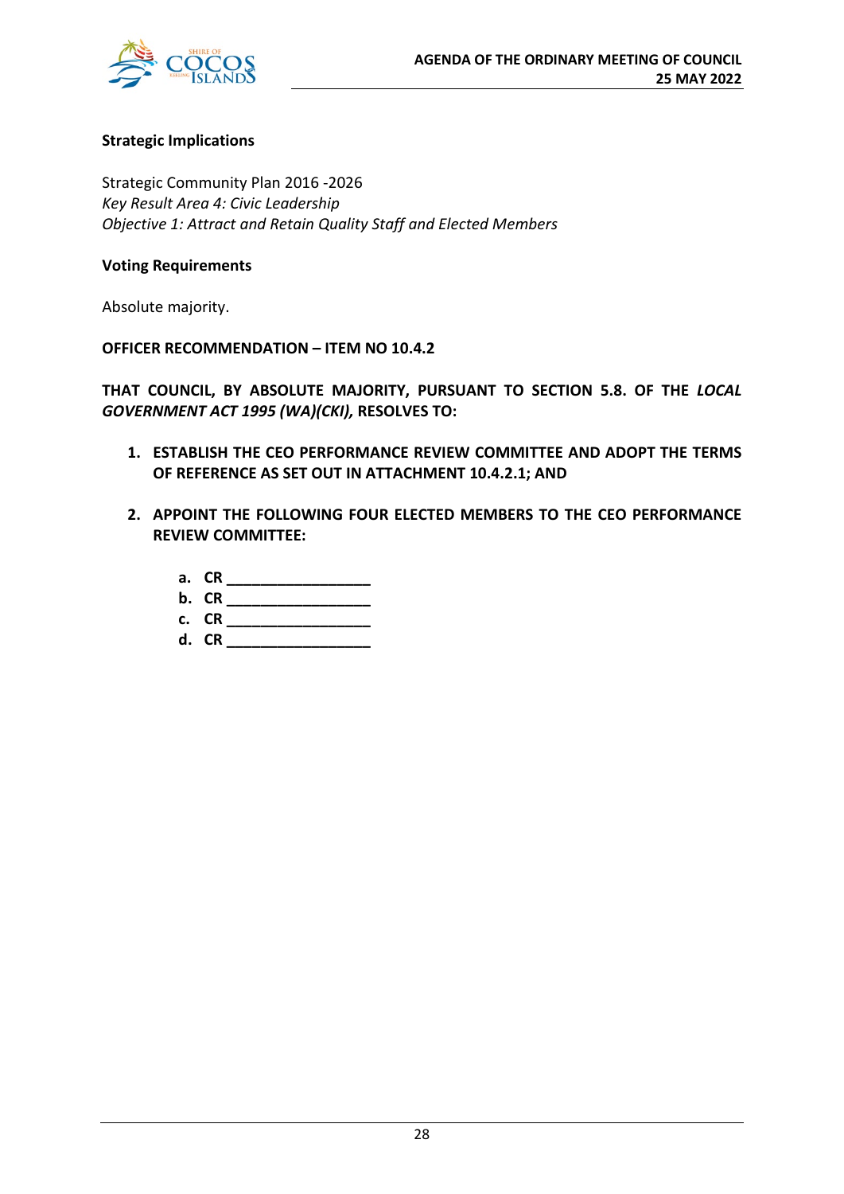**Strategic Implications**

Strategic Community Plan 2016 -2026
*Key Result Area 4: Civic Leadership*
*Objective 1: Attract and Retain Quality Staff and Elected Members*

**Voting Requirements**

Absolute majority.

**OFFICER RECOMMENDATION – ITEM NO 10.4.2**

**THAT COUNCIL, BY ABSOLUTE MAJORITY, PURSUANT TO SECTION 5.8. OF THE *LOCAL GOVERNMENT ACT 1995 (WA)(CKI),* RESOLVES TO:**

1. **ESTABLISH THE CEO PERFORMANCE REVIEW COMMITTEE AND ADOPT THE TERMS OF REFERENCE AS SET OUT IN ATTACHMENT 10.4.2.1; AND**

2. **APPOINT THE FOLLOWING FOUR ELECTED MEMBERS TO THE CEO PERFORMANCE REVIEW COMMITTEE:**

   a. **CR \_\_\_\_\_\_\_\_\_\_\_\_\_\_\_\_\_\_**
   b. **CR \_\_\_\_\_\_\_\_\_\_\_\_\_\_\_\_\_\_**
   c. **CR \_\_\_\_\_\_\_\_\_\_\_\_\_\_\_\_\_\_**
   d. **CR \_\_\_\_\_\_\_\_\_\_\_\_\_\_\_\_\_\_**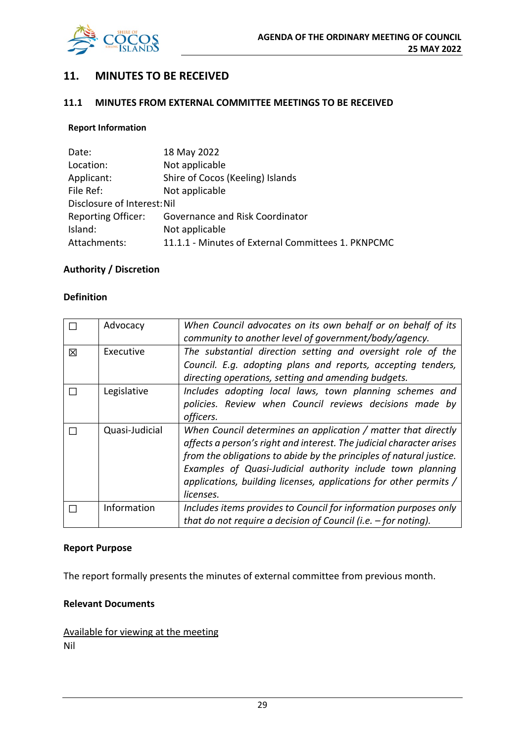## 11. MINUTES TO BE RECEIVED

### 11.1 MINUTES FROM EXTERNAL COMMITTEE MEETINGS TO BE RECEIVED

**Report Information**

| | |
|---|---|
| Date: | 18 May 2022 |
| Location: | Not applicable |
| Applicant: | Shire of Cocos (Keeling) Islands |
| File Ref: | Not applicable |
| Disclosure of Interest: | Nil |
| Reporting Officer: | Governance and Risk Coordinator |
| Island: | Not applicable |
| Attachments: | 11.1.1 - Minutes of External Committees 1. PKNPCMC |

**Authority / Discretion**

**Definition**

| | | |
|---|---|---|
| ☐ | Advocacy | *When Council advocates on its own behalf or on behalf of its community to another level of government/body/agency.* |
| ☒ | Executive | *The substantial direction setting and oversight role of the Council. E.g. adopting plans and reports, accepting tenders, directing operations, setting and amending budgets.* |
| ☐ | Legislative | *Includes adopting local laws, town planning schemes and policies. Review when Council reviews decisions made by officers.* |
| ☐ | Quasi-Judicial | *When Council determines an application / matter that directly affects a person's right and interest. The judicial character arises from the obligations to abide by the principles of natural justice. Examples of Quasi-Judicial authority include town planning applications, building licenses, applications for other permits / licenses.* |
| ☐ | Information | *Includes items provides to Council for information purposes only that do not require a decision of Council (i.e. – for noting).* |

**Report Purpose**

The report formally presents the minutes of external committee from previous month.

**Relevant Documents**

<u>Available for viewing at the meeting</u>
Nil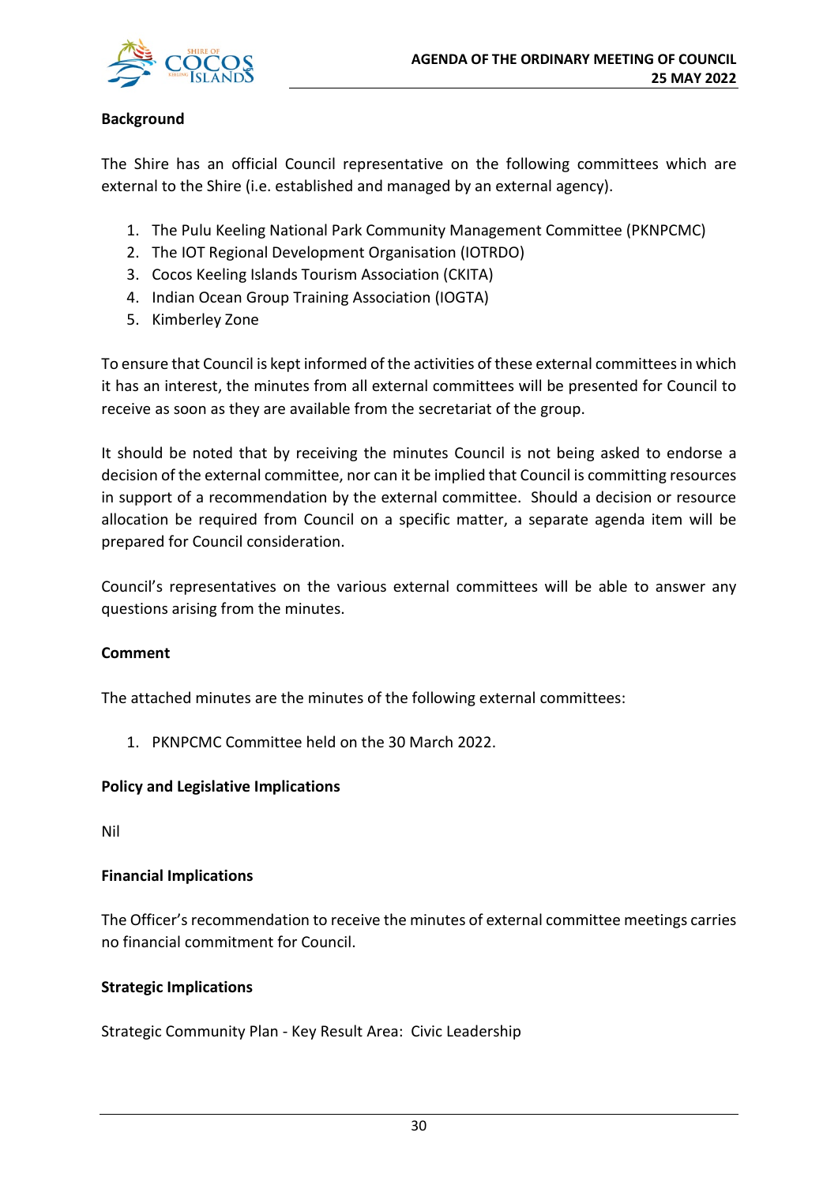**Background**

The Shire has an official Council representative on the following committees which are external to the Shire (i.e. established and managed by an external agency).

1. The Pulu Keeling National Park Community Management Committee (PKNPCMC)
2. The IOT Regional Development Organisation (IOTRDO)
3. Cocos Keeling Islands Tourism Association (CKITA)
4. Indian Ocean Group Training Association (IOGTA)
5. Kimberley Zone

To ensure that Council is kept informed of the activities of these external committees in which it has an interest, the minutes from all external committees will be presented for Council to receive as soon as they are available from the secretariat of the group.

It should be noted that by receiving the minutes Council is not being asked to endorse a decision of the external committee, nor can it be implied that Council is committing resources in support of a recommendation by the external committee. Should a decision or resource allocation be required from Council on a specific matter, a separate agenda item will be prepared for Council consideration.

Council's representatives on the various external committees will be able to answer any questions arising from the minutes.

**Comment**

The attached minutes are the minutes of the following external committees:

1. PKNPCMC Committee held on the 30 March 2022.

**Policy and Legislative Implications**

Nil

**Financial Implications**

The Officer's recommendation to receive the minutes of external committee meetings carries no financial commitment for Council.

**Strategic Implications**

Strategic Community Plan - Key Result Area: Civic Leadership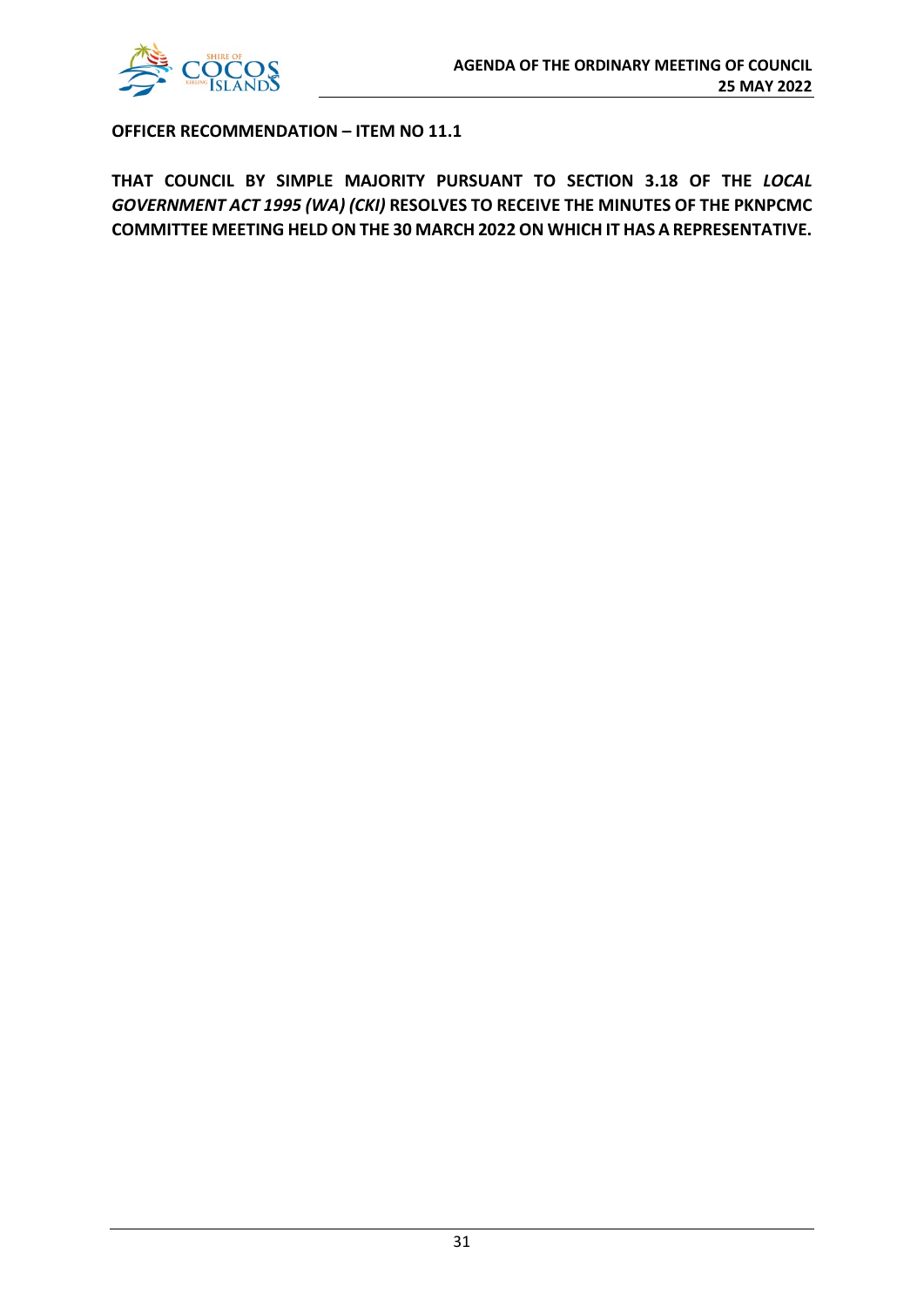**OFFICER RECOMMENDATION – ITEM NO 11.1**

**THAT COUNCIL BY SIMPLE MAJORITY PURSUANT TO SECTION 3.18 OF THE *LOCAL GOVERNMENT ACT 1995 (WA) (CKI)* RESOLVES TO RECEIVE THE MINUTES OF THE PKNPCMC COMMITTEE MEETING HELD ON THE 30 MARCH 2022 ON WHICH IT HAS A REPRESENTATIVE.**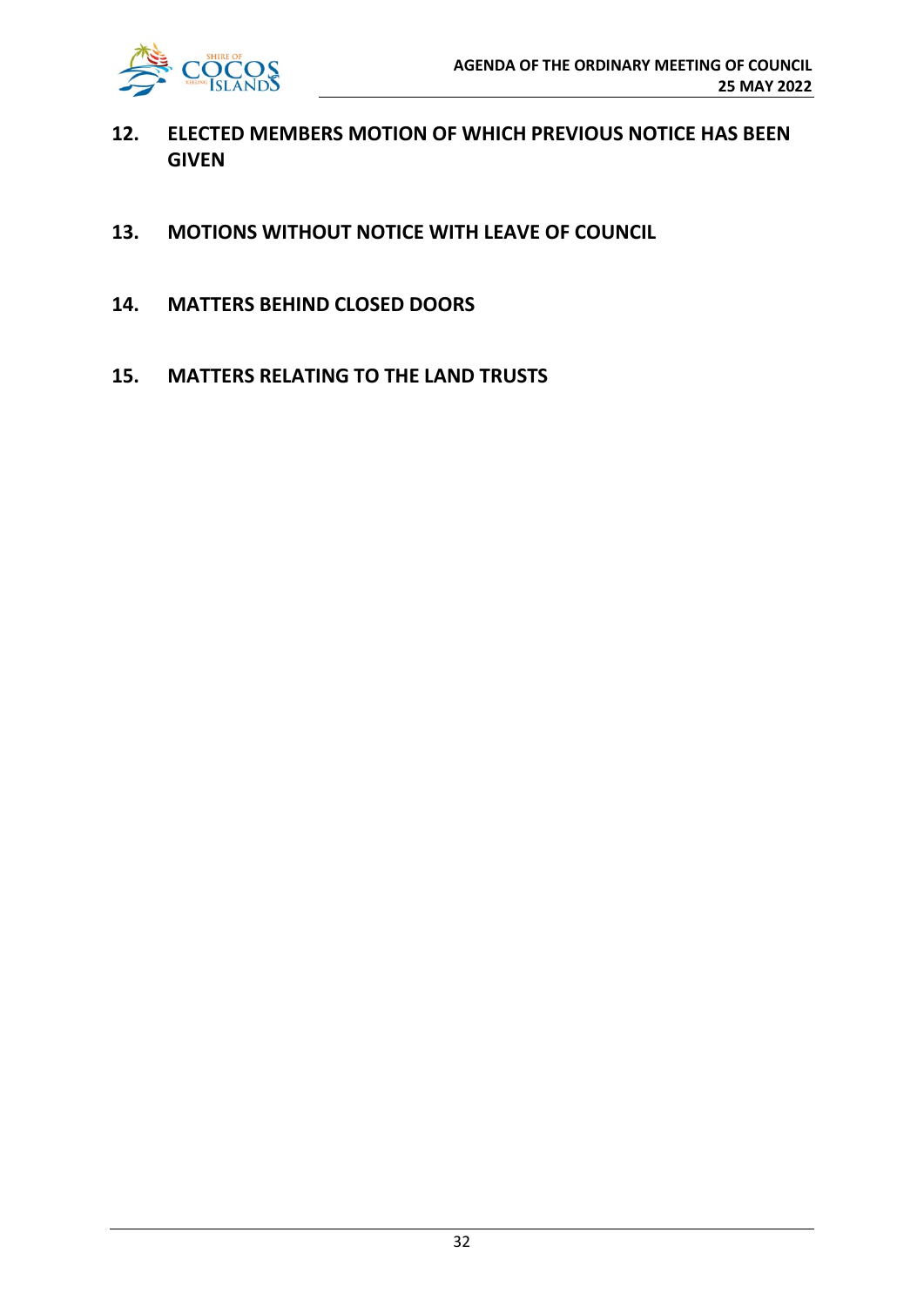## 12. ELECTED MEMBERS MOTION OF WHICH PREVIOUS NOTICE HAS BEEN GIVEN

## 13. MOTIONS WITHOUT NOTICE WITH LEAVE OF COUNCIL

## 14. MATTERS BEHIND CLOSED DOORS

## 15. MATTERS RELATING TO THE LAND TRUSTS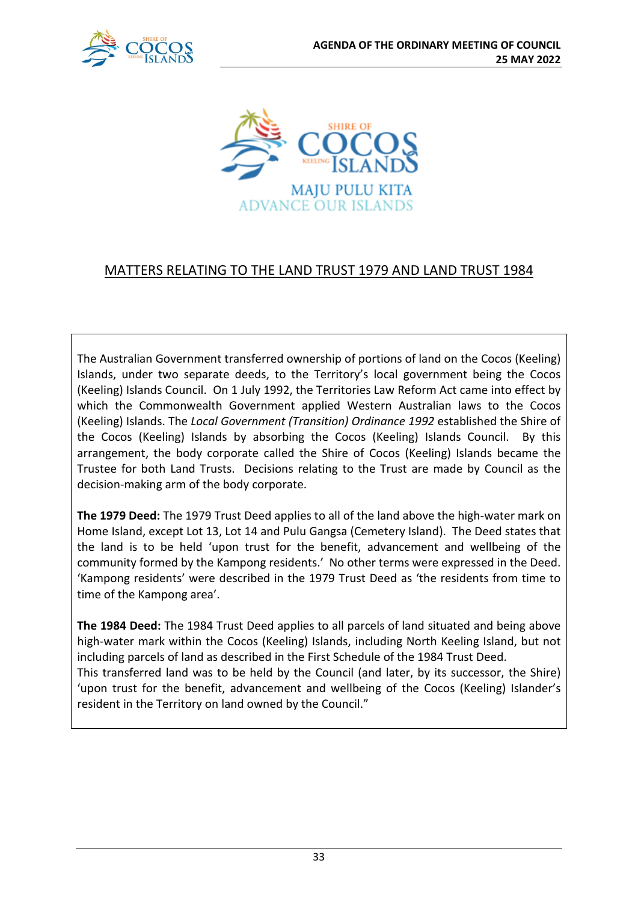MAJU PULU KITA
ADVANCE OUR ISLANDS

## MATTERS RELATING TO THE LAND TRUST 1979 AND LAND TRUST 1984

The Australian Government transferred ownership of portions of land on the Cocos (Keeling) Islands, under two separate deeds, to the Territory's local government being the Cocos (Keeling) Islands Council. On 1 July 1992, the Territories Law Reform Act came into effect by which the Commonwealth Government applied Western Australian laws to the Cocos (Keeling) Islands. The *Local Government (Transition) Ordinance 1992* established the Shire of the Cocos (Keeling) Islands by absorbing the Cocos (Keeling) Islands Council. By this arrangement, the body corporate called the Shire of Cocos (Keeling) Islands became the Trustee for both Land Trusts. Decisions relating to the Trust are made by Council as the decision-making arm of the body corporate.

**The 1979 Deed:** The 1979 Trust Deed applies to all of the land above the high-water mark on Home Island, except Lot 13, Lot 14 and Pulu Gangsa (Cemetery Island). The Deed states that the land is to be held 'upon trust for the benefit, advancement and wellbeing of the community formed by the Kampong residents.' No other terms were expressed in the Deed. 'Kampong residents' were described in the 1979 Trust Deed as 'the residents from time to time of the Kampong area'.

**The 1984 Deed:** The 1984 Trust Deed applies to all parcels of land situated and being above high-water mark within the Cocos (Keeling) Islands, including North Keeling Island, but not including parcels of land as described in the First Schedule of the 1984 Trust Deed.
This transferred land was to be held by the Council (and later, by its successor, the Shire) 'upon trust for the benefit, advancement and wellbeing of the Cocos (Keeling) Islander's resident in the Territory on land owned by the Council."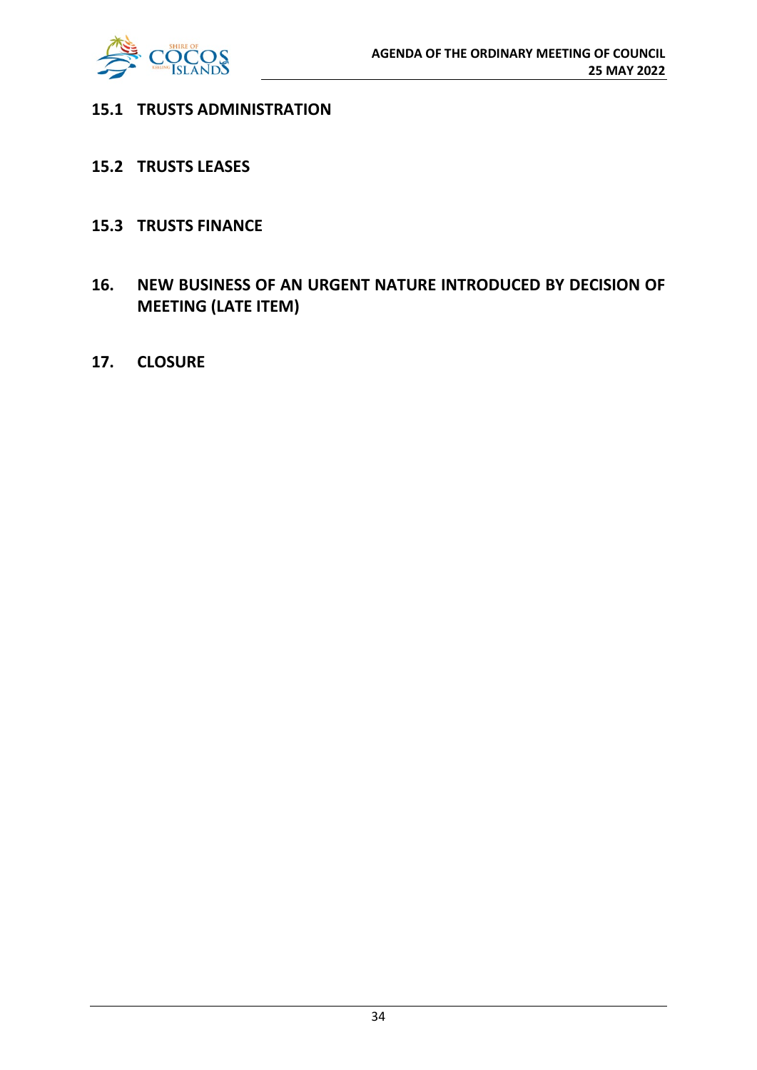## 15.1 TRUSTS ADMINISTRATION

## 15.2 TRUSTS LEASES

## 15.3 TRUSTS FINANCE

## 16. NEW BUSINESS OF AN URGENT NATURE INTRODUCED BY DECISION OF MEETING (LATE ITEM)

## 17. CLOSURE